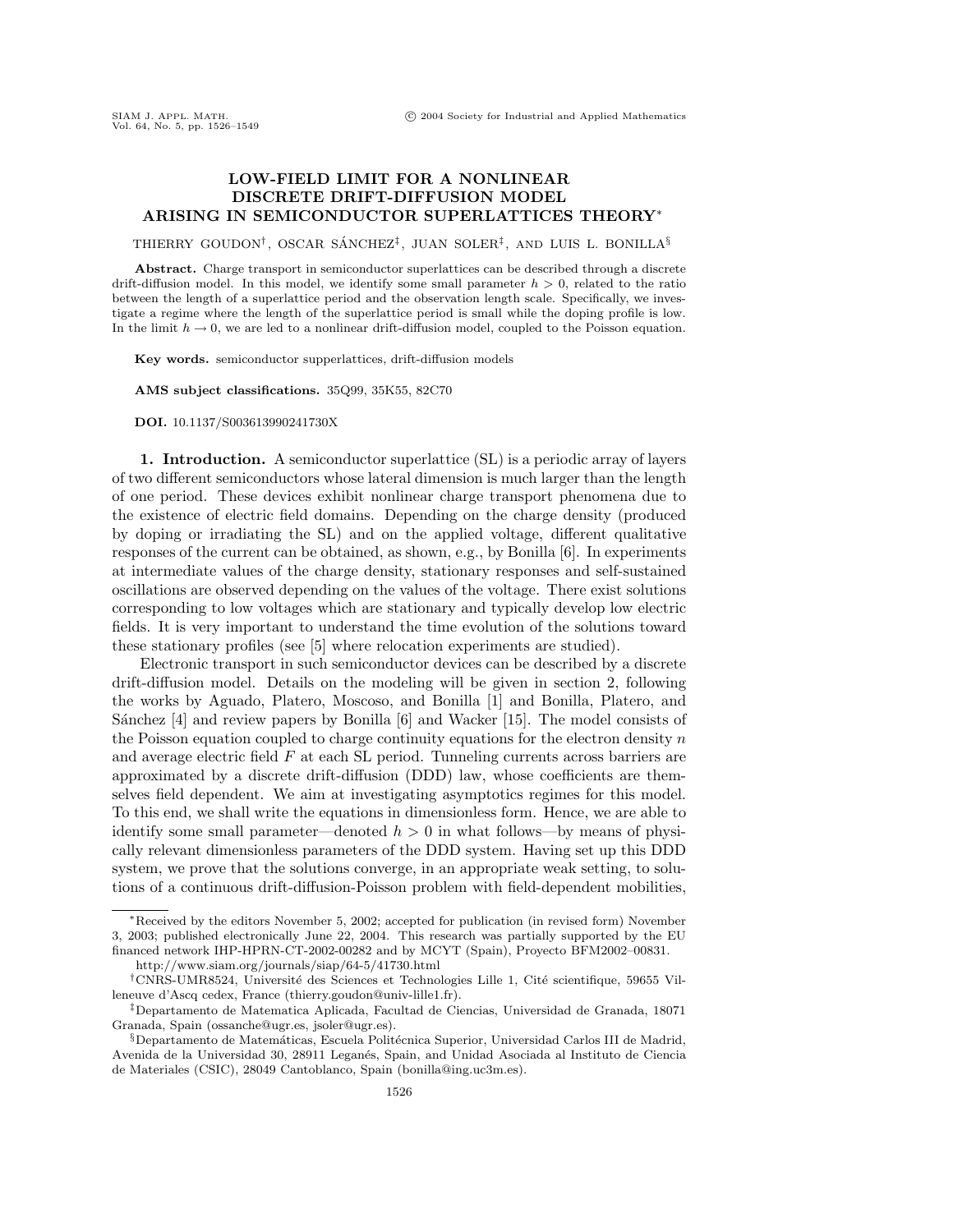# LOW-FIELD LIMIT FOR A NONLINEAR DISCRETE DRIFT-DIFFUSION MODEL ARISING IN SEMICONDUCTOR SUPERLATTICES THEORY*

THIERRY GOUDON†, OSCAR SÁNCHEZ‡, JUAN SOLER‡, AND LUIS L. BONILLA§

**Abstract.** Charge transport in semiconductor superlattices can be described through a discrete drift-diffusion model. In this model, we identify some small parameter $h > 0$, related to the ratio between the length of a superlattice period and the observation length scale. Specifically, we investigate a regime where the length of the superlattice period is small while the doping profile is low. In the limit $h \to 0$, we are led to a nonlinear drift-diffusion model, coupled to the Poisson equation.

**Key words.** semiconductor supperlattices, drift-diffusion models

**AMS subject classifications.** 35Q99, 35K55, 82C70

**DOI.** 10.1137/S003613990241730X

## 1. Introduction.

A semiconductor superlattice (SL) is a periodic array of layers of two different semiconductors whose lateral dimension is much larger than the length of one period. These devices exhibit nonlinear charge transport phenomena due to the existence of electric field domains. Depending on the charge density (produced by doping or irradiating the SL) and on the applied voltage, different qualitative responses of the current can be obtained, as shown, e.g., by Bonilla [6]. In experiments at intermediate values of the charge density, stationary responses and self-sustained oscillations are observed depending on the values of the voltage. There exist solutions corresponding to low voltages which are stationary and typically develop low electric fields. It is very important to understand the time evolution of the solutions toward these stationary profiles (see [5] where relocation experiments are studied).

Electronic transport in such semiconductor devices can be described by a discrete drift-diffusion model. Details on the modeling will be given in section 2, following the works by Aguado, Platero, Moscoso, and Bonilla [1] and Bonilla, Platero, and Sánchez [4] and review papers by Bonilla [6] and Wacker [15]. The model consists of the Poisson equation coupled to charge continuity equations for the electron density $n$ and average electric field $F$ at each SL period. Tunneling currents across barriers are approximated by a discrete drift-diffusion (DDD) law, whose coefficients are themselves field dependent. We aim at investigating asymptotics regimes for this model. To this end, we shall write the equations in dimensionless form. Hence, we are able to identify some small parameter—denoted $h > 0$ in what follows—by means of physically relevant dimensionless parameters of the DDD system. Having set up this DDD system, we prove that the solutions converge, in an appropriate weak setting, to solutions of a continuous drift-diffusion-Poisson problem with field-dependent mobilities,

---

*Received by the editors November 5, 2002; accepted for publication (in revised form) November 3, 2003; published electronically June 22, 2004. This research was partially supported by the EU financed network IHP-HPRN-CT-2002-00282 and by MCYT (Spain), Proyecto BFM2002–00831.
http://www.siam.org/journals/siap/64-5/41730.html

†CNRS-UMR8524, Université des Sciences et Technologies Lille 1, Cité scientifique, 59655 Villeneuve d'Ascq cedex, France (thierry.goudon@univ-lille1.fr).

‡Departamento de Matematica Aplicada, Facultad de Ciencias, Universidad de Granada, 18071 Granada, Spain (ossanche@ugr.es, jsoler@ugr.es).

§Departamento de Matemáticas, Escuela Politécnica Superior, Universidad Carlos III de Madrid, Avenida de la Universidad 30, 28911 Leganés, Spain, and Unidad Asociada al Instituto de Ciencia de Materiales (CSIC), 28049 Cantoblanco, Spain (bonilla@ing.uc3m.es).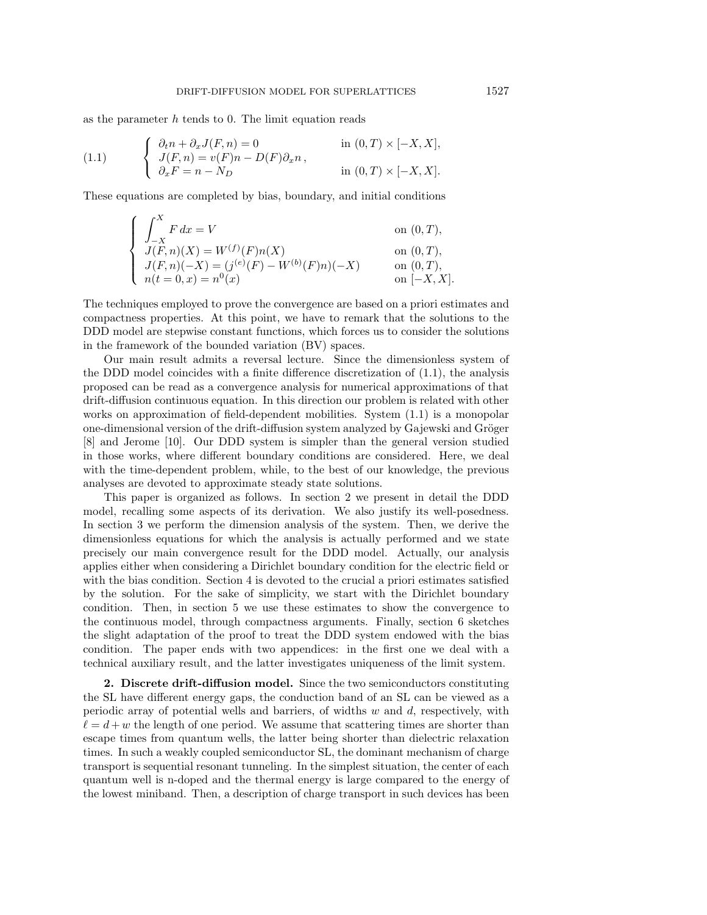as the parameter $h$ tends to 0. The limit equation reads

$$
(1.1) \qquad \begin{cases} \partial_t n + \partial_x J(F,n) = 0 & \text{in } (0,T)\times[-X,X], \\ J(F,n) = v(F)n - D(F)\partial_x n\,, & \\ \partial_x F = n - N_D & \text{in } (0,T)\times[-X,X]. \end{cases}
$$

These equations are completed by bias, boundary, and initial conditions

$$
\begin{cases} \displaystyle\int_{-X}^{X} F\,dx = V & \text{on } (0,T), \\ J(F,n)(X) = W^{(f)}(F)n(X) & \text{on } (0,T), \\ J(F,n)(-X) = (j^{(e)}(F) - W^{(b)}(F)n)(-X) & \text{on } (0,T), \\ n(t=0,x) = n^0(x) & \text{on } [-X,X]. \end{cases}
$$

The techniques employed to prove the convergence are based on a priori estimates and compactness properties. At this point, we have to remark that the solutions to the DDD model are stepwise constant functions, which forces us to consider the solutions in the framework of the bounded variation (BV) spaces.

Our main result admits a reversal lecture. Since the dimensionless system of the DDD model coincides with a finite difference discretization of (1.1), the analysis proposed can be read as a convergence analysis for numerical approximations of that drift-diffusion continuous equation. In this direction our problem is related with other works on approximation of field-dependent mobilities. System (1.1) is a monopolar one-dimensional version of the drift-diffusion system analyzed by Gajewski and Gröger [8] and Jerome [10]. Our DDD system is simpler than the general version studied in those works, where different boundary conditions are considered. Here, we deal with the time-dependent problem, while, to the best of our knowledge, the previous analyses are devoted to approximate steady state solutions.

This paper is organized as follows. In section 2 we present in detail the DDD model, recalling some aspects of its derivation. We also justify its well-posedness. In section 3 we perform the dimension analysis of the system. Then, we derive the dimensionless equations for which the analysis is actually performed and we state precisely our main convergence result for the DDD model. Actually, our analysis applies either when considering a Dirichlet boundary condition for the electric field or with the bias condition. Section 4 is devoted to the crucial a priori estimates satisfied by the solution. For the sake of simplicity, we start with the Dirichlet boundary condition. Then, in section 5 we use these estimates to show the convergence to the continuous model, through compactness arguments. Finally, section 6 sketches the slight adaptation of the proof to treat the DDD system endowed with the bias condition. The paper ends with two appendices: in the first one we deal with a technical auxiliary result, and the latter investigates uniqueness of the limit system.

## 2. Discrete drift-diffusion model.

Since the two semiconductors constituting the SL have different energy gaps, the conduction band of an SL can be viewed as a periodic array of potential wells and barriers, of widths $w$ and $d$, respectively, with $\ell = d + w$ the length of one period. We assume that scattering times are shorter than escape times from quantum wells, the latter being shorter than dielectric relaxation times. In such a weakly coupled semiconductor SL, the dominant mechanism of charge transport is sequential resonant tunneling. In the simplest situation, the center of each quantum well is n-doped and the thermal energy is large compared to the energy of the lowest miniband. Then, a description of charge transport in such devices has been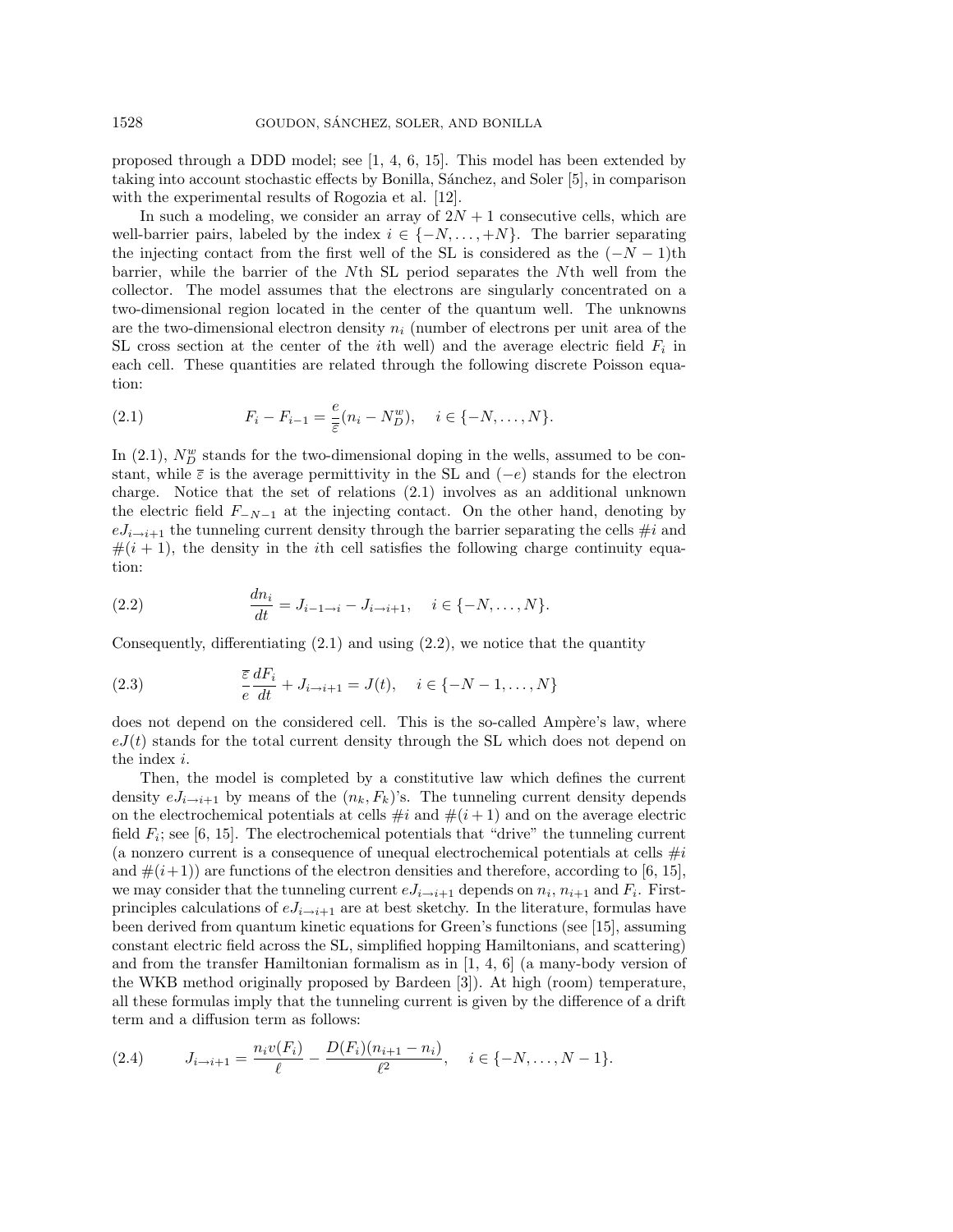proposed through a DDD model; see [1, 4, 6, 15]. This model has been extended by taking into account stochastic effects by Bonilla, Sánchez, and Soler [5], in comparison with the experimental results of Rogozia et al. [12].

In such a modeling, we consider an array of $2N+1$ consecutive cells, which are well-barrier pairs, labeled by the index $i \in \{-N, \dots, +N\}$. The barrier separating the injecting contact from the first well of the SL is considered as the $(-N-1)$th barrier, while the barrier of the $N$th SL period separates the $N$th well from the collector. The model assumes that the electrons are singularly concentrated on a two-dimensional region located in the center of the quantum well. The unknowns are the two-dimensional electron density $n_i$ (number of electrons per unit area of the SL cross section at the center of the $i$th well) and the average electric field $F_i$ in each cell. These quantities are related through the following discrete Poisson equation:

$$F_i - F_{i-1} = \frac{e}{\overline{\varepsilon}}(n_i - N_D^w), \quad i \in \{-N, \dots, N\}. \tag{2.1}$$

In (2.1), $N_D^w$ stands for the two-dimensional doping in the wells, assumed to be constant, while $\overline{\varepsilon}$ is the average permittivity in the SL and $(-e)$ stands for the electron charge. Notice that the set of relations (2.1) involves as an additional unknown the electric field $F_{-N-1}$ at the injecting contact. On the other hand, denoting by $eJ_{i\to i+1}$ the tunneling current density through the barrier separating the cells $\#i$ and $\#(i+1)$, the density in the $i$th cell satisfies the following charge continuity equation:

$$\frac{dn_i}{dt} = J_{i-1\to i} - J_{i\to i+1}, \quad i \in \{-N, \dots, N\}. \tag{2.2}$$

Consequently, differentiating (2.1) and using (2.2), we notice that the quantity

$$\frac{\overline{\varepsilon}}{e}\frac{dF_i}{dt} + J_{i\to i+1} = J(t), \quad i \in \{-N-1, \dots, N\} \tag{2.3}$$

does not depend on the considered cell. This is the so-called Ampère's law, where $eJ(t)$ stands for the total current density through the SL which does not depend on the index $i$.

Then, the model is completed by a constitutive law which defines the current density $eJ_{i\to i+1}$ by means of the $(n_k, F_k)$'s. The tunneling current density depends on the electrochemical potentials at cells $\#i$ and $\#(i+1)$ and on the average electric field $F_i$; see [6, 15]. The electrochemical potentials that "drive" the tunneling current (a nonzero current is a consequence of unequal electrochemical potentials at cells $\#i$ and $\#(i+1)$) are functions of the electron densities and therefore, according to [6, 15], we may consider that the tunneling current $eJ_{i\to i+1}$ depends on $n_i$, $n_{i+1}$ and $F_i$. First-principles calculations of $eJ_{i\to i+1}$ are at best sketchy. In the literature, formulas have been derived from quantum kinetic equations for Green's functions (see [15], assuming constant electric field across the SL, simplified hopping Hamiltonians, and scattering) and from the transfer Hamiltonian formalism as in [1, 4, 6] (a many-body version of the WKB method originally proposed by Bardeen [3]). At high (room) temperature, all these formulas imply that the tunneling current is given by the difference of a drift term and a diffusion term as follows:

$$J_{i\to i+1} = \frac{n_i v(F_i)}{\ell} - \frac{D(F_i)(n_{i+1} - n_i)}{\ell^2}, \quad i \in \{-N, \dots, N-1\}. \tag{2.4}$$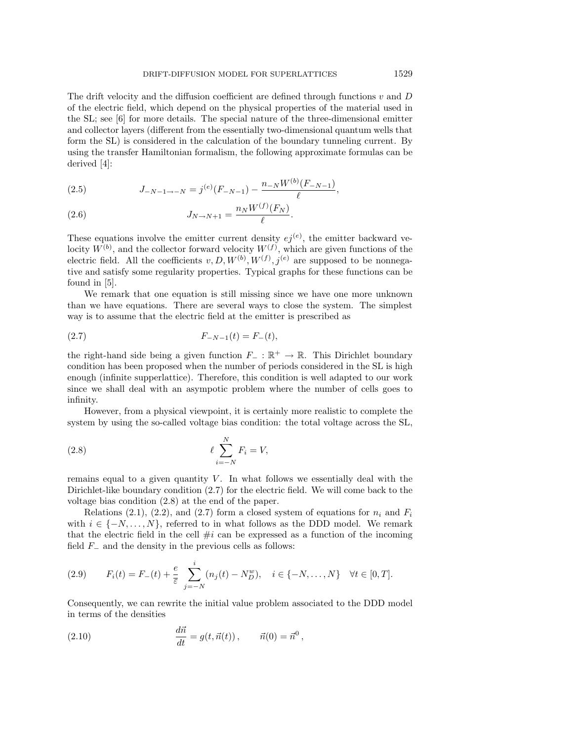The drift velocity and the diffusion coefficient are defined through functions $v$ and $D$ of the electric field, which depend on the physical properties of the material used in the SL; see [6] for more details. The special nature of the three-dimensional emitter and collector layers (different from the essentially two-dimensional quantum wells that form the SL) is considered in the calculation of the boundary tunneling current. By using the transfer Hamiltonian formalism, the following approximate formulas can be derived [4]:

$$J_{-N-1\to -N} = j^{(e)}(F_{-N-1}) - \frac{n_{-N} W^{(b)}(F_{-N-1})}{\ell}, \tag{2.5}$$

$$J_{N\to N+1} = \frac{n_N W^{(f)}(F_N)}{\ell}. \tag{2.6}$$

These equations involve the emitter current density $ej^{(e)}$, the emitter backward velocity $W^{(b)}$, and the collector forward velocity $W^{(f)}$, which are given functions of the electric field. All the coefficients $v, D, W^{(b)}, W^{(f)}, j^{(e)}$ are supposed to be nonnegative and satisfy some regularity properties. Typical graphs for these functions can be found in [5].

We remark that one equation is still missing since we have one more unknown than we have equations. There are several ways to close the system. The simplest way is to assume that the electric field at the emitter is prescribed as

$$F_{-N-1}(t) = F_{-}(t), \tag{2.7}$$

the right-hand side being a given function $F_{-} : \mathbb{R}^{+} \to \mathbb{R}$. This Dirichlet boundary condition has been proposed when the number of periods considered in the SL is high enough (infinite supperlattice). Therefore, this condition is well adapted to our work since we shall deal with an asympotic problem where the number of cells goes to infinity.

However, from a physical viewpoint, it is certainly more realistic to complete the system by using the so-called voltage bias condition: the total voltage across the SL,

$$\ell \sum_{i=-N}^{N} F_i = V, \tag{2.8}$$

remains equal to a given quantity $V$. In what follows we essentially deal with the Dirichlet-like boundary condition (2.7) for the electric field. We will come back to the voltage bias condition (2.8) at the end of the paper.

Relations (2.1), (2.2), and (2.7) form a closed system of equations for $n_i$ and $F_i$ with $i \in \{-N, \dots, N\}$, referred to in what follows as the DDD model. We remark that the electric field in the cell #$i$ can be expressed as a function of the incoming field $F_{-}$ and the density in the previous cells as follows:

$$F_i(t) = F_{-}(t) + \frac{e}{\varepsilon} \sum_{j=-N}^{i} (n_j(t) - N_D^w), \quad i \in \{-N, \dots, N\} \quad \forall t \in [0, T]. \tag{2.9}$$

Consequently, we can rewrite the initial value problem associated to the DDD model in terms of the densities

$$\frac{d\vec{n}}{dt} = g(t, \vec{n}(t)), \qquad \vec{n}(0) = \vec{n}^{0}, \tag{2.10}$$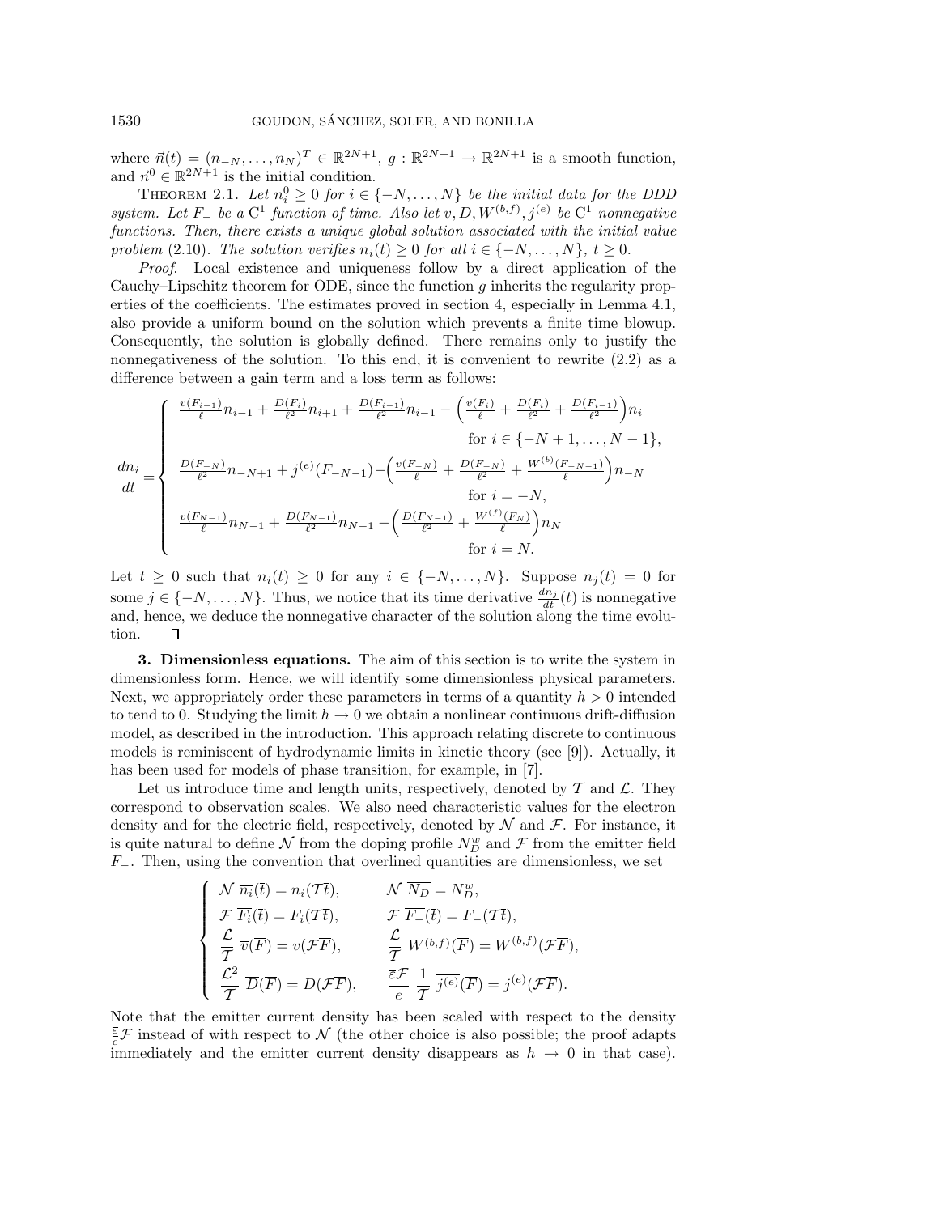where $\vec{n}(t) = (n_{-N}, \ldots, n_N)^T \in \mathbb{R}^{2N+1}$, $g : \mathbb{R}^{2N+1} \to \mathbb{R}^{2N+1}$ is a smooth function, and $\vec{n}^0 \in \mathbb{R}^{2N+1}$ is the initial condition.

THEOREM 2.1. *Let $n_i^0 \geq 0$ for $i \in \{-N, \ldots, N\}$ be the initial data for the DDD system. Let $F_-$ be a $C^1$ function of time. Also let $v, D, W^{(b,f)}, j^{(e)}$ be $C^1$ nonnegative functions. Then, there exists a unique global solution associated with the initial value problem* (2.10)*. The solution verifies $n_i(t) \geq 0$ for all $i \in \{-N, \ldots, N\}$, $t \geq 0$.*

*Proof.* Local existence and uniqueness follow by a direct application of the Cauchy–Lipschitz theorem for ODE, since the function $g$ inherits the regularity properties of the coefficients. The estimates proved in section 4, especially in Lemma 4.1, also provide a uniform bound on the solution which prevents a finite time blowup. Consequently, the solution is globally defined. There remains only to justify the nonnegativeness of the solution. To this end, it is convenient to rewrite (2.2) as a difference between a gain term and a loss term as follows:

$$
\frac{dn_i}{dt} = \begin{cases}
\frac{v(F_{i-1})}{\ell} n_{i-1} + \frac{D(F_i)}{\ell^2} n_{i+1} + \frac{D(F_{i-1})}{\ell^2} n_{i-1} - \left( \frac{v(F_i)}{\ell} + \frac{D(F_i)}{\ell^2} + \frac{D(F_{i-1})}{\ell^2} \right) n_i \\
\qquad\qquad\qquad\qquad\qquad\qquad \text{for } i \in \{-N+1, \ldots, N-1\}, \\
\frac{D(F_{-N})}{\ell^2} n_{-N+1} + j^{(e)}(F_{-N-1}) - \left( \frac{v(F_{-N})}{\ell} + \frac{D(F_{-N})}{\ell^2} + \frac{W^{(b)}(F_{-N-1})}{\ell} \right) n_{-N} \\
\qquad\qquad\qquad\qquad\qquad\qquad \text{for } i = -N, \\
\frac{v(F_{N-1})}{\ell} n_{N-1} + \frac{D(F_{N-1})}{\ell^2} n_{N-1} - \left( \frac{D(F_{N-1})}{\ell^2} + \frac{W^{(f)}(F_N)}{\ell} \right) n_N \\
\qquad\qquad\qquad\qquad\qquad\qquad \text{for } i = N.
\end{cases}
$$

Let $t \geq 0$ such that $n_i(t) \geq 0$ for any $i \in \{-N, \ldots, N\}$. Suppose $n_j(t) = 0$ for some $j \in \{-N, \ldots, N\}$. Thus, we notice that its time derivative $\frac{dn_j}{dt}(t)$ is nonnegative and, hence, we deduce the nonnegative character of the solution along the time evolution. $\square$

**3. Dimensionless equations.** The aim of this section is to write the system in dimensionless form. Hence, we will identify some dimensionless physical parameters. Next, we appropriately order these parameters in terms of a quantity $h > 0$ intended to tend to 0. Studying the limit $h \to 0$ we obtain a nonlinear continuous drift-diffusion model, as described in the introduction. This approach relating discrete to continuous models is reminiscent of hydrodynamic limits in kinetic theory (see [9]). Actually, it has been used for models of phase transition, for example, in [7].

Let us introduce time and length units, respectively, denoted by $\mathcal{T}$ and $\mathcal{L}$. They correspond to observation scales. We also need characteristic values for the electron density and for the electric field, respectively, denoted by $\mathcal{N}$ and $\mathcal{F}$. For instance, it is quite natural to define $\mathcal{N}$ from the doping profile $N_D^w$ and $\mathcal{F}$ from the emitter field $F_-$. Then, using the convention that overlined quantities are dimensionless, we set

$$
\begin{cases}
\mathcal{N}\, \overline{n_i}(\overline{t}) = n_i(\mathcal{T}\overline{t}), & \mathcal{N}\, \overline{N_D} = N_D^w, \\
\mathcal{F}\, \overline{F_i}(\overline{t}) = F_i(\mathcal{T}\overline{t}), & \mathcal{F}\, \overline{F_-}(\overline{t}) = F_-(\mathcal{T}\overline{t}), \\
\dfrac{\mathcal{L}}{\mathcal{T}}\, \overline{v}(\overline{F}) = v(\mathcal{F}\overline{F}), & \dfrac{\mathcal{L}}{\mathcal{T}}\, \overline{W^{(b,f)}}(\overline{F}) = W^{(b,f)}(\mathcal{F}\overline{F}), \\
\dfrac{\mathcal{L}^2}{\mathcal{T}}\, \overline{D}(\overline{F}) = D(\mathcal{F}\overline{F}), & \dfrac{\overline{\varepsilon}\mathcal{F}}{e}\, \dfrac{1}{\mathcal{T}}\, \overline{j^{(e)}}(\overline{F}) = j^{(e)}(\mathcal{F}\overline{F}).
\end{cases}
$$

Note that the emitter current density has been scaled with respect to the density $\frac{\overline{\varepsilon}}{e}\mathcal{F}$ instead of with respect to $\mathcal{N}$ (the other choice is also possible; the proof adapts immediately and the emitter current density disappears as $h \to 0$ in that case).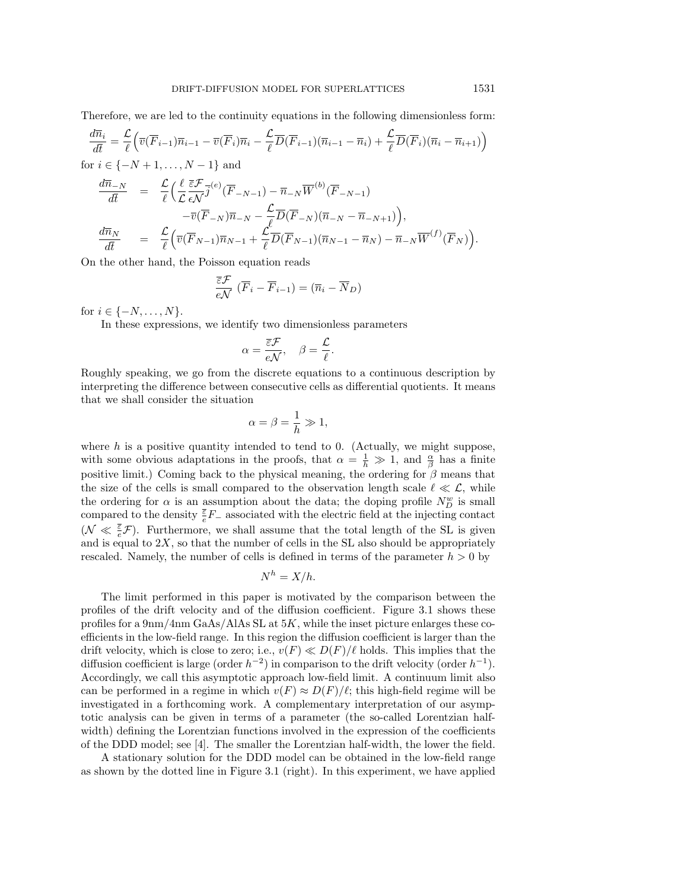Therefore, we are led to the continuity equations in the following dimensionless form:

$$\frac{d\overline{n}_i}{d\overline{t}} = \frac{\mathcal{L}}{\ell}\Big(\overline{v}(\overline{F}_{i-1})\overline{n}_{i-1} - \overline{v}(\overline{F}_i)\overline{n}_i - \frac{\mathcal{L}}{\ell}\overline{D}(\overline{F}_{i-1})(\overline{n}_{i-1} - \overline{n}_i) + \frac{\mathcal{L}}{\ell}\overline{D}(\overline{F}_i)(\overline{n}_i - \overline{n}_{i+1})\Big)$$

for $i \in \{-N+1, \ldots, N-1\}$ and

$$\begin{aligned}
\frac{d\overline{n}_{-N}}{d\overline{t}} &= \frac{\mathcal{L}}{\ell}\Big(\frac{\ell}{\mathcal{L}}\frac{\overline{\varepsilon}\mathcal{F}}{\epsilon\mathcal{N}}\overline{j}^{(e)}(\overline{F}_{-N-1}) - \overline{n}_{-N}\overline{W}^{(b)}(\overline{F}_{-N-1}) \\
&\quad - \overline{v}(\overline{F}_{-N})\overline{n}_{-N} - \frac{\mathcal{L}}{\ell}\overline{D}(\overline{F}_{-N})(\overline{n}_{-N} - \overline{n}_{-N+1})\Big), \\
\frac{d\overline{n}_N}{d\overline{t}} &= \frac{\mathcal{L}}{\ell}\Big(\overline{v}(\overline{F}_{N-1})\overline{n}_{N-1} + \frac{\mathcal{L}}{\ell}\overline{D}(\overline{F}_{N-1})(\overline{n}_{N-1} - \overline{n}_N) - \overline{n}_{-N}\overline{W}^{(f)}(\overline{F}_N)\Big).
\end{aligned}$$

On the other hand, the Poisson equation reads

$$\frac{\overline{\varepsilon}\mathcal{F}}{e\mathcal{N}}\ (\overline{F}_i - \overline{F}_{i-1}) = (\overline{n}_i - \overline{N}_D)$$

for $i \in \{-N, \ldots, N\}$.

In these expressions, we identify two dimensionless parameters

$$\alpha = \frac{\overline{\varepsilon}\mathcal{F}}{e\mathcal{N}}, \quad \beta = \frac{\mathcal{L}}{\ell}.$$

Roughly speaking, we go from the discrete equations to a continuous description by interpreting the difference between consecutive cells as differential quotients. It means that we shall consider the situation

$$\alpha = \beta = \frac{1}{h} \gg 1,$$

where $h$ is a positive quantity intended to tend to 0. (Actually, we might suppose, with some obvious adaptations in the proofs, that $\alpha = \frac{1}{h} \gg 1$, and $\frac{\alpha}{\beta}$ has a finite positive limit.) Coming back to the physical meaning, the ordering for $\beta$ means that the size of the cells is small compared to the observation length scale $\ell \ll \mathcal{L}$, while the ordering for $\alpha$ is an assumption about the data; the doping profile $N_D^w$ is small compared to the density $\frac{\overline{\varepsilon}}{e}F_-$ associated with the electric field at the injecting contact ($\mathcal{N} \ll \frac{\overline{\varepsilon}}{e}\mathcal{F}$). Furthermore, we shall assume that the total length of the SL is given and is equal to $2X$, so that the number of cells in the SL also should be appropriately rescaled. Namely, the number of cells is defined in terms of the parameter $h > 0$ by

$$N^h = X/h.$$

The limit performed in this paper is motivated by the comparison between the profiles of the drift velocity and of the diffusion coefficient. Figure 3.1 shows these profiles for a 9nm/4nm GaAs/AlAs SL at $5K$, while the inset picture enlarges these coefficients in the low-field range. In this region the diffusion coefficient is larger than the drift velocity, which is close to zero; i.e., $v(F) \ll D(F)/\ell$ holds. This implies that the diffusion coefficient is large (order $h^{-2}$) in comparison to the drift velocity (order $h^{-1}$). Accordingly, we call this asymptotic approach low-field limit. A continuum limit also can be performed in a regime in which $v(F) \approx D(F)/\ell$; this high-field regime will be investigated in a forthcoming work. A complementary interpretation of our asymptotic analysis can be given in terms of a parameter (the so-called Lorentzian half-width) defining the Lorentzian functions involved in the expression of the coefficients of the DDD model; see [4]. The smaller the Lorentzian half-width, the lower the field.

A stationary solution for the DDD model can be obtained in the low-field range as shown by the dotted line in Figure 3.1 (right). In this experiment, we have applied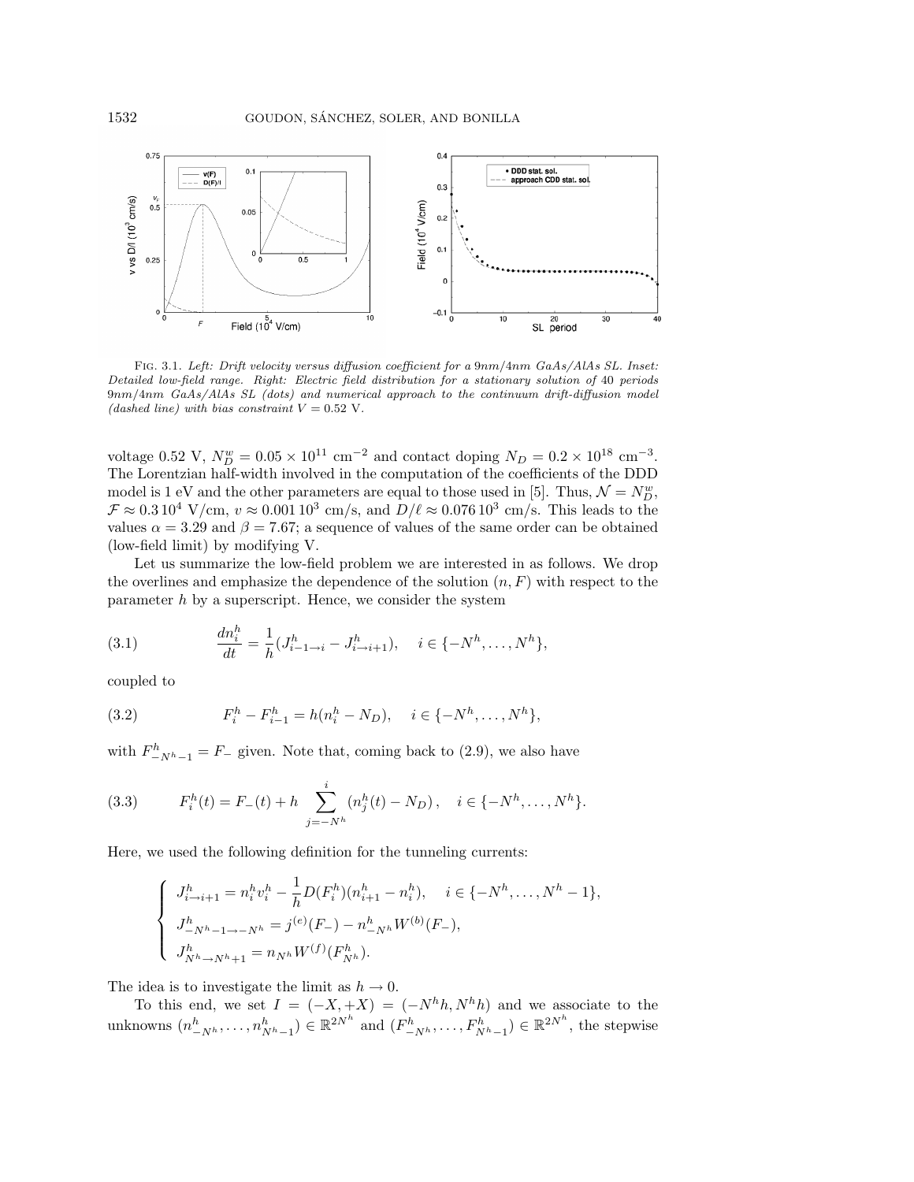Fig. 3.1. *Left: Drift velocity versus diffusion coefficient for a* 9*nm/*4*nm GaAs/AlAs SL. Inset: Detailed low-field range. Right: Electric field distribution for a stationary solution of* 40 *periods* 9*nm/*4*nm GaAs/AlAs SL (dots) and numerical approach to the continuum drift-diffusion model (dashed line) with bias constraint* $V = 0.52$ V.

voltage 0.52 V, $N_D^w = 0.05 \times 10^{11}$ cm$^{-2}$ and contact doping $N_D = 0.2 \times 10^{18}$ cm$^{-3}$. The Lorentzian half-width involved in the computation of the coefficients of the DDD model is 1 eV and the other parameters are equal to those used in [5]. Thus, $\mathcal{N} = N_D^w$, $\mathcal{F} \approx 0.3\,10^4$ V/cm, $v \approx 0.001\,10^3$ cm/s, and $D/\ell \approx 0.076\,10^3$ cm/s. This leads to the values $\alpha = 3.29$ and $\beta = 7.67$; a sequence of values of the same order can be obtained (low-field limit) by modifying V.

Let us summarize the low-field problem we are interested in as follows. We drop the overlines and emphasize the dependence of the solution $(n, F)$ with respect to the parameter $h$ by a superscript. Hence, we consider the system

$$\frac{dn_i^h}{dt} = \frac{1}{h}(J_{i-1\to i}^h - J_{i\to i+1}^h), \quad i \in \{-N^h, \dots, N^h\}, \tag{3.1}$$

coupled to

$$F_i^h - F_{i-1}^h = h(n_i^h - N_D), \quad i \in \{-N^h, \dots, N^h\}, \tag{3.2}$$

with $F_{-N^h-1}^h = F_-$ given. Note that, coming back to (2.9), we also have

$$F_i^h(t) = F_-(t) + h \sum_{j=-N^h}^{i} (n_j^h(t) - N_D), \quad i \in \{-N^h, \dots, N^h\}. \tag{3.3}$$

Here, we used the following definition for the tunneling currents:

$$\begin{cases} J_{i\to i+1}^h = n_i^h v_i^h - \dfrac{1}{h} D(F_i^h)(n_{i+1}^h - n_i^h), \quad i \in \{-N^h, \dots, N^h - 1\}, \\ J_{-N^h-1\to -N^h}^h = j^{(e)}(F_-) - n_{-N^h}^h W^{(b)}(F_-), \\ J_{N^h\to N^h+1}^h = n_{N^h} W^{(f)}(F_{N^h}^h). \end{cases}$$

The idea is to investigate the limit as $h \to 0$.

To this end, we set $I = (-X, +X) = (-N^h h, N^h h)$ and we associate to the unknowns $(n_{-N^h}^h, \dots, n_{N^h-1}^h) \in \mathbb{R}^{2N^h}$ and $(F_{-N^h}^h, \dots, F_{N^h-1}^h) \in \mathbb{R}^{2N^h}$, the stepwise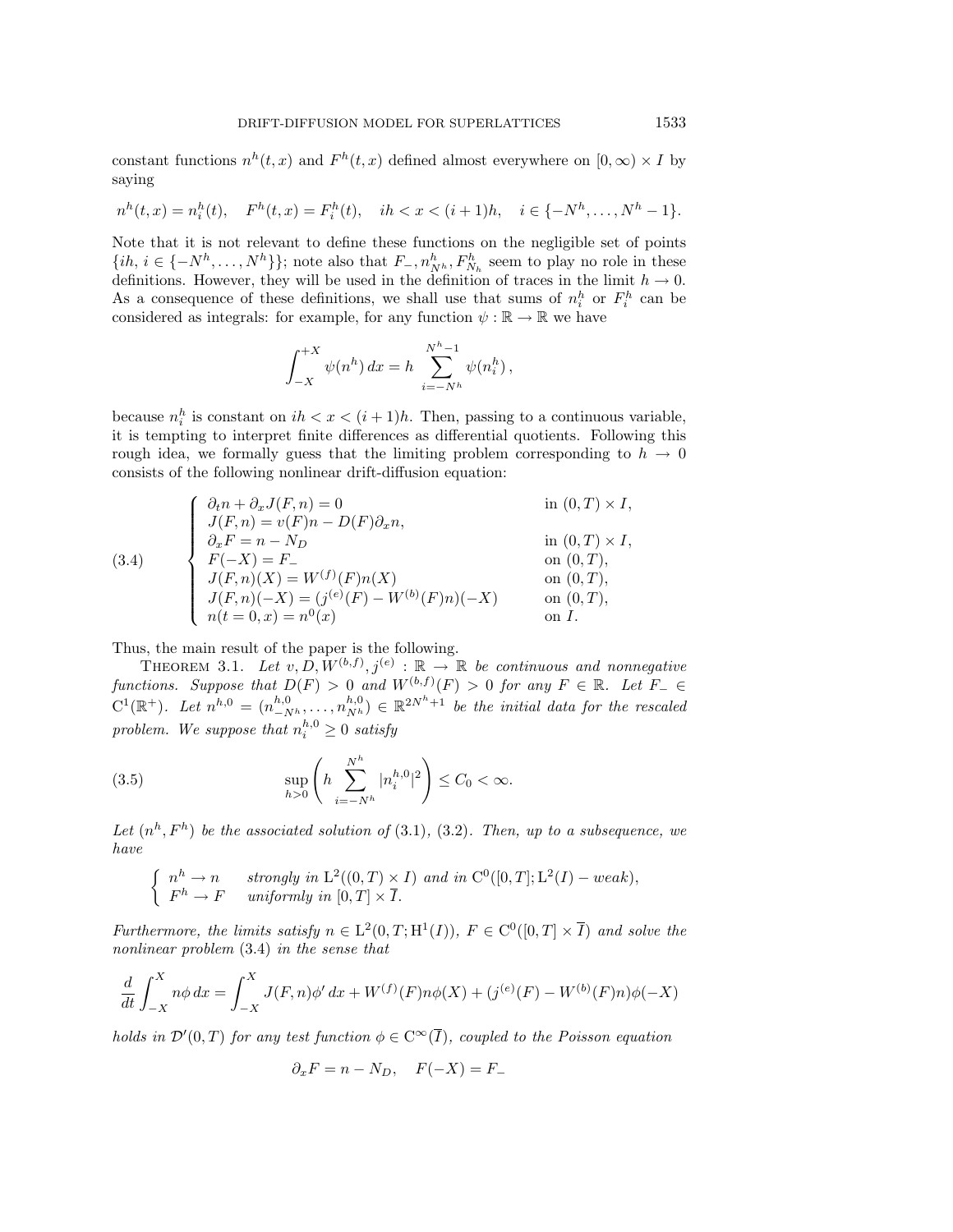constant functions $n^h(t,x)$ and $F^h(t,x)$ defined almost everywhere on $[0,\infty) \times I$ by saying

$$n^h(t,x) = n_i^h(t), \quad F^h(t,x) = F_i^h(t), \quad ih < x < (i+1)h, \quad i \in \{-N^h, \dots, N^h - 1\}.$$

Note that it is not relevant to define these functions on the negligible set of points $\{ih,\ i \in \{-N^h, \dots, N^h\}\}$; note also that $F_-, n^h_{N^h}, F^h_{N_h}$ seem to play no role in these definitions. However, they will be used in the definition of traces in the limit $h \to 0$. As a consequence of these definitions, we shall use that sums of $n_i^h$ or $F_i^h$ can be considered as integrals: for example, for any function $\psi : \mathbb{R} \to \mathbb{R}$ we have

$$\int_{-X}^{+X} \psi(n^h)\, dx = h \sum_{i=-N^h}^{N^h-1} \psi(n_i^h)\,,$$

because $n_i^h$ is constant on $ih < x < (i+1)h$. Then, passing to a continuous variable, it is tempting to interpret finite differences as differential quotients. Following this rough idea, we formally guess that the limiting problem corresponding to $h \to 0$ consists of the following nonlinear drift-diffusion equation:

$$(3.4) \qquad \begin{cases} \partial_t n + \partial_x J(F,n) = 0 & \text{in } (0,T) \times I, \\ J(F,n) = v(F)n - D(F)\partial_x n, & \\ \partial_x F = n - N_D & \text{in } (0,T) \times I, \\ F(-X) = F_- & \text{on } (0,T), \\ J(F,n)(X) = W^{(f)}(F)n(X) & \text{on } (0,T), \\ J(F,n)(-X) = (j^{(e)}(F) - W^{(b)}(F)n)(-X) & \text{on } (0,T), \\ n(t=0,x) = n^0(x) & \text{on } I. \end{cases}$$

Thus, the main result of the paper is the following.

**Theorem 3.1.** *Let $v, D, W^{(b,f)}, j^{(e)} : \mathbb{R} \to \mathbb{R}$ be continuous and nonnegative functions. Suppose that $D(F) > 0$ and $W^{(b,f)}(F) > 0$ for any $F \in \mathbb{R}$. Let $F_- \in \mathrm{C}^1(\mathbb{R}^+)$. Let $n^{h,0} = (n^{h,0}_{-N^h}, \dots, n^{h,0}_{N^h}) \in \mathbb{R}^{2N^h+1}$ be the initial data for the rescaled problem. We suppose that $n_i^{h,0} \geq 0$ satisfy*

$$(3.5) \qquad \sup_{h>0} \left( h \sum_{i=-N^h}^{N^h} |n_i^{h,0}|^2 \right) \leq C_0 < \infty.$$

*Let $(n^h, F^h)$ be the associated solution of* (3.1), (3.2). *Then, up to a subsequence, we have*

$$\begin{cases} n^h \to n & \textit{strongly in } \mathrm{L}^2((0,T) \times I) \textit{ and in } \mathrm{C}^0([0,T]; \mathrm{L}^2(I) - \textit{weak}), \\ F^h \to F & \textit{uniformly in } [0,T] \times \overline{I}. \end{cases}$$

*Furthermore, the limits satisfy $n \in \mathrm{L}^2(0,T; \mathrm{H}^1(I))$, $F \in \mathrm{C}^0([0,T] \times \overline{I})$ and solve the nonlinear problem* (3.4) *in the sense that*

$$\frac{d}{dt} \int_{-X}^{X} n\phi\, dx = \int_{-X}^{X} J(F,n)\phi'\, dx + W^{(f)}(F)n\phi(X) + (j^{(e)}(F) - W^{(b)}(F)n)\phi(-X)$$

*holds in $\mathcal{D}'(0,T)$ for any test function $\phi \in \mathrm{C}^\infty(\overline{I})$, coupled to the Poisson equation*

$$\partial_x F = n - N_D, \quad F(-X) = F_-$$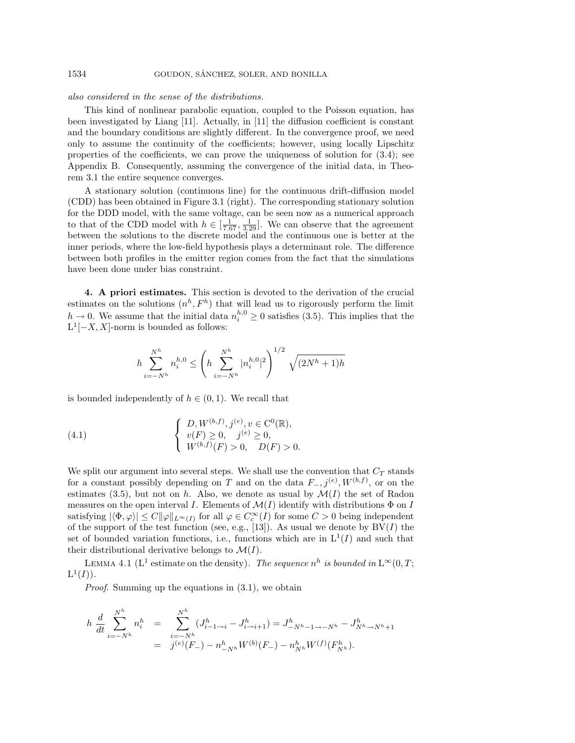*also considered in the sense of the distributions.*

This kind of nonlinear parabolic equation, coupled to the Poisson equation, has been investigated by Liang [11]. Actually, in [11] the diffusion coefficient is constant and the boundary conditions are slightly different. In the convergence proof, we need only to assume the continuity of the coefficients; however, using locally Lipschitz properties of the coefficients, we can prove the uniqueness of solution for (3.4); see Appendix B. Consequently, assuming the convergence of the initial data, in Theorem 3.1 the entire sequence converges.

A stationary solution (continuous line) for the continuous drift-diffusion model (CDD) has been obtained in Figure 3.1 (right). The corresponding stationary solution for the DDD model, with the same voltage, can be seen now as a numerical approach to that of the CDD model with $h \in [\frac{1}{7.67}, \frac{1}{3.29}]$. We can observe that the agreement between the solutions to the discrete model and the continuous one is better at the inner periods, where the low-field hypothesis plays a determinant role. The difference between both profiles in the emitter region comes from the fact that the simulations have been done under bias constraint.

## 4. A priori estimates.

This section is devoted to the derivation of the crucial estimates on the solutions $(n^h, F^h)$ that will lead us to rigorously perform the limit $h \to 0$. We assume that the initial data $n_i^{h,0} \geq 0$ satisfies (3.5). This implies that the $\mathrm{L}^1[-X, X]$-norm is bounded as follows:

$$h \sum_{i=-N^h}^{N^h} n_i^{h,0} \leq \left( h \sum_{i=-N^h}^{N^h} |n_i^{h,0}|^2 \right)^{1/2} \sqrt{(2N^h+1)h}$$

is bounded independently of $h \in (0,1)$. We recall that

$$\left\{ \begin{array}{l} D, W^{(b,f)}, j^{(e)}, v \in \mathrm{C}^0(\mathbb{R}), \\ v(F) \geq 0, \quad j^{(e)} \geq 0, \\ W^{(b,f)}(F) > 0, \quad D(F) > 0. \end{array} \right. \tag{4.1}$$

We split our argument into several steps. We shall use the convention that $C_T$ stands for a constant possibly depending on $T$ and on the data $F_-, j^{(e)}, W^{(b,f)}$, or on the estimates (3.5), but not on $h$. Also, we denote as usual by $\mathcal{M}(I)$ the set of Radon measures on the open interval $I$. Elements of $\mathcal{M}(I)$ identify with distributions $\Phi$ on $I$ satisfying $|\langle \Phi, \varphi \rangle| \leq C \|\varphi\|_{L^\infty(I)}$ for all $\varphi \in C_c^\infty(I)$ for some $C > 0$ being independent of the support of the test function (see, e.g., [13]). As usual we denote by $\mathrm{BV}(I)$ the set of bounded variation functions, i.e., functions which are in $\mathrm{L}^1(I)$ and such that their distributional derivative belongs to $\mathcal{M}(I)$.

Lemma 4.1 ($\mathrm{L}^1$ estimate on the density). *The sequence $n^h$ is bounded in $\mathrm{L}^\infty(0, T; \mathrm{L}^1(I))$.*

*Proof.* Summing up the equations in (3.1), we obtain

$$\begin{aligned} h \frac{d}{dt} \sum_{i=-N^h}^{N^h} n_i^h &= \sum_{i=-N^h}^{N^h} (J_{i-1\to i}^h - J_{i\to i+1}^h) = J_{-N^h-1\to -N^h}^h - J_{N^h \to N^h+1}^h \\ &= j^{(e)}(F_-) - n_{-N^h}^h W^{(b)}(F_-) - n_{N^h}^h W^{(f)}(F_{N^h}^h). \end{aligned}$$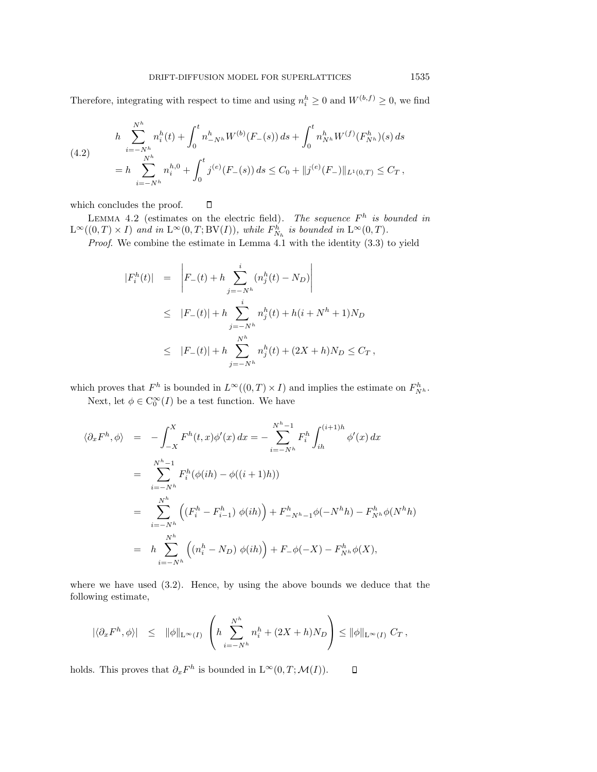Therefore, integrating with respect to time and using $n_i^h \geq 0$ and $W^{(b,f)} \geq 0$, we find

$$
\begin{aligned}
(4.2) \qquad & h \sum_{i=-N^h}^{N^h} n_i^h(t) + \int_0^t n_{-N^h}^h W^{(b)}(F_-(s))\, ds + \int_0^t n_{N^h}^h W^{(f)}(F_{N^h}^h)(s)\, ds \\
& = h \sum_{i=-N^h}^{N^h} n_i^{h,0} + \int_0^t j^{(e)}(F_-(s))\, ds \leq C_0 + \|j^{(e)}(F_-)\|_{L^1(0,T)} \leq C_T\,,
\end{aligned}
$$

which concludes the proof. $\square$

LEMMA 4.2 (estimates on the electric field). *The sequence $F^h$ is bounded in $\mathrm{L}^\infty((0,T)\times I)$ and in $\mathrm{L}^\infty(0,T;\mathrm{BV}(I))$, while $F_{N_h}^h$ is bounded in $\mathrm{L}^\infty(0,T)$.*

*Proof.* We combine the estimate in Lemma 4.1 with the identity (3.3) to yield

$$
\begin{aligned}
|F_i^h(t)| &= \left| F_-(t) + h \sum_{j=-N^h}^{i} (n_j^h(t) - N_D) \right| \\
&\leq |F_-(t)| + h \sum_{j=-N^h}^{i} n_j^h(t) + h(i + N^h + 1) N_D \\
&\leq |F_-(t)| + h \sum_{j=-N^h}^{N^h} n_j^h(t) + (2X + h) N_D \leq C_T\,,
\end{aligned}
$$

which proves that $F^h$ is bounded in $L^\infty((0,T)\times I)$ and implies the estimate on $F_{N^h}^h$.

Next, let $\phi \in \mathrm{C}_0^\infty(I)$ be a test function. We have

$$
\begin{aligned}
\langle \partial_x F^h, \phi \rangle &= -\int_{-X}^{X} F^h(t,x)\phi'(x)\, dx = -\sum_{i=-N^h}^{N^h-1} F_i^h \int_{ih}^{(i+1)h} \phi'(x)\, dx \\
&= \sum_{i=-N^h}^{N^h-1} F_i^h (\phi(ih) - \phi((i+1)h)) \\
&= \sum_{i=-N^h}^{N^h} \Big( (F_i^h - F_{i-1}^h)\ \phi(ih) \Big) + F_{-N^h-1}^h \phi(-N^h h) - F_{N^h}^h \phi(N^h h) \\
&= h \sum_{i=-N^h}^{N^h} \Big( (n_i^h - N_D)\ \phi(ih) \Big) + F_- \phi(-X) - F_{N^h}^h \phi(X),
\end{aligned}
$$

where we have used (3.2). Hence, by using the above bounds we deduce that the following estimate,

$$
|\langle \partial_x F^h, \phi \rangle| \leq \|\phi\|_{\mathrm{L}^\infty(I)} \left( h \sum_{i=-N^h}^{N^h} n_i^h + (2X + h) N_D \right) \leq \|\phi\|_{\mathrm{L}^\infty(I)}\ C_T\,,
$$

holds. This proves that $\partial_x F^h$ is bounded in $\mathrm{L}^\infty(0,T;\mathcal{M}(I))$. $\square$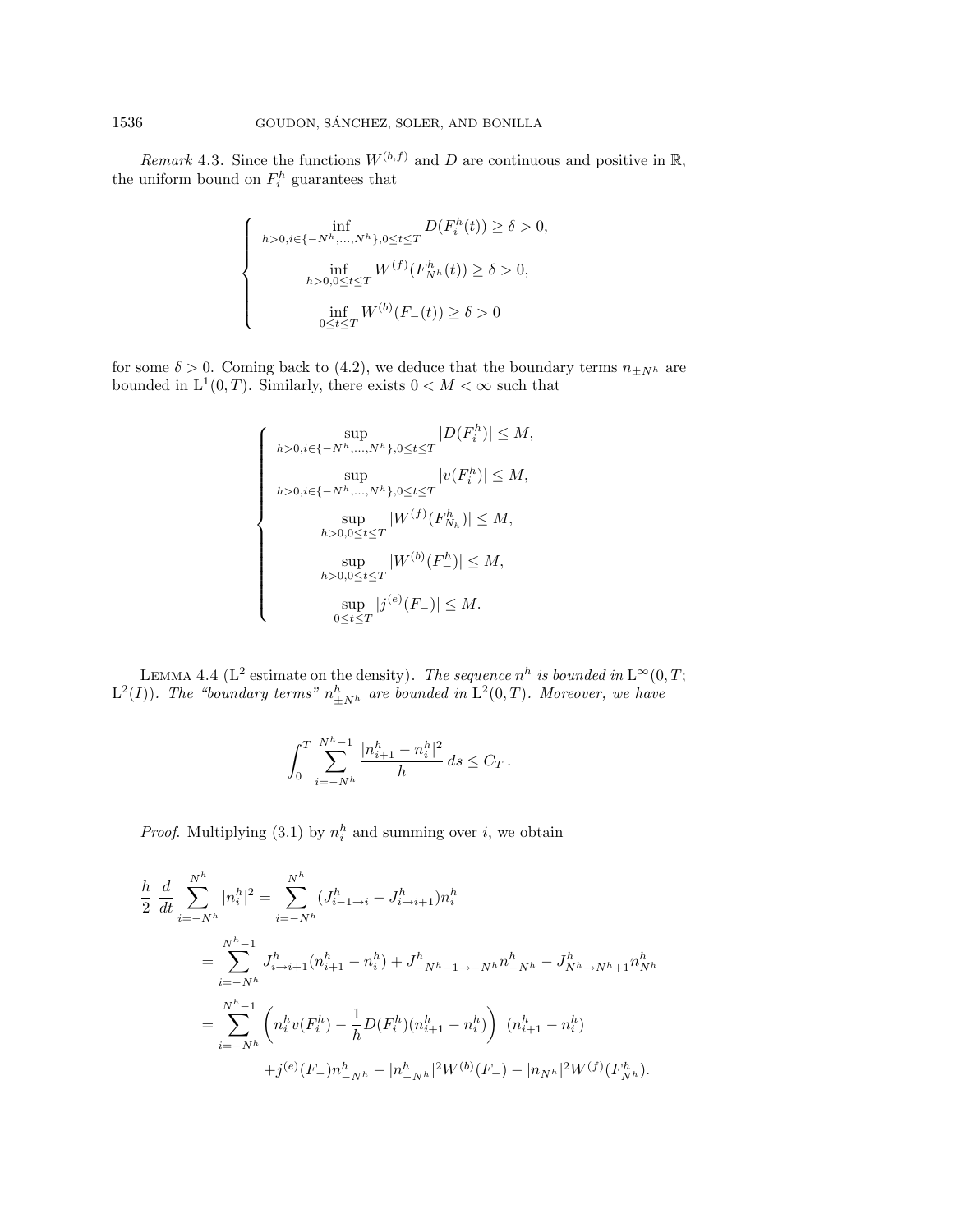*Remark* 4.3. Since the functions $W^{(b,f)}$ and $D$ are continuous and positive in $\mathbb{R}$, the uniform bound on $F_i^h$ guarantees that

$$
\begin{cases}
\inf_{h>0, i\in\{-N^h,\ldots,N^h\}, 0\le t\le T} D(F_i^h(t)) \ge \delta > 0, \\
\inf_{h>0, 0\le t\le T} W^{(f)}(F_{N^h}^h(t)) \ge \delta > 0, \\
\inf_{0\le t\le T} W^{(b)}(F_-(t)) \ge \delta > 0
\end{cases}
$$

for some $\delta > 0$. Coming back to (4.2), we deduce that the boundary terms $n_{\pm N^h}$ are bounded in $\mathrm{L}^1(0,T)$. Similarly, there exists $0 < M < \infty$ such that

$$
\begin{cases}
\sup_{h>0, i\in\{-N^h,\ldots,N^h\}, 0\le t\le T} |D(F_i^h)| \le M, \\
\sup_{h>0, i\in\{-N^h,\ldots,N^h\}, 0\le t\le T} |v(F_i^h)| \le M, \\
\sup_{h>0, 0\le t\le T} |W^{(f)}(F_{N_h}^h)| \le M, \\
\sup_{h>0, 0\le t\le T} |W^{(b)}(F_-^h)| \le M, \\
\sup_{0\le t\le T} |j^{(e)}(F_-)| \le M.
\end{cases}
$$

LEMMA 4.4 ($\mathrm{L}^2$ estimate on the density). *The sequence $n^h$ is bounded in $\mathrm{L}^\infty(0,T;\mathrm{L}^2(I))$. The "boundary terms" $n_{\pm N^h}^h$ are bounded in $\mathrm{L}^2(0,T)$. Moreover, we have*

$$
\int_0^T \sum_{i=-N^h}^{N^h-1} \frac{|n_{i+1}^h - n_i^h|^2}{h}\, ds \le C_T\,.
$$

*Proof.* Multiplying (3.1) by $n_i^h$ and summing over $i$, we obtain

$$
\begin{aligned}
\frac{h}{2}\frac{d}{dt}\sum_{i=-N^h}^{N^h} |n_i^h|^2 &= \sum_{i=-N^h}^{N^h} (J_{i-1\to i}^h - J_{i\to i+1}^h) n_i^h \\
&= \sum_{i=-N^h}^{N^h-1} J_{i\to i+1}^h (n_{i+1}^h - n_i^h) + J_{-N^h-1\to -N^h}^h n_{-N^h}^h - J_{N^h\to N^h+1}^h n_{N^h}^h \\
&= \sum_{i=-N^h}^{N^h-1} \left( n_i^h v(F_i^h) - \frac{1}{h} D(F_i^h)(n_{i+1}^h - n_i^h)\right)\ (n_{i+1}^h - n_i^h) \\
&\quad + j^{(e)}(F_-) n_{-N^h}^h - |n_{-N^h}^h|^2 W^{(b)}(F_-) - |n_{N^h}|^2 W^{(f)}(F_{N^h}^h).
\end{aligned}
$$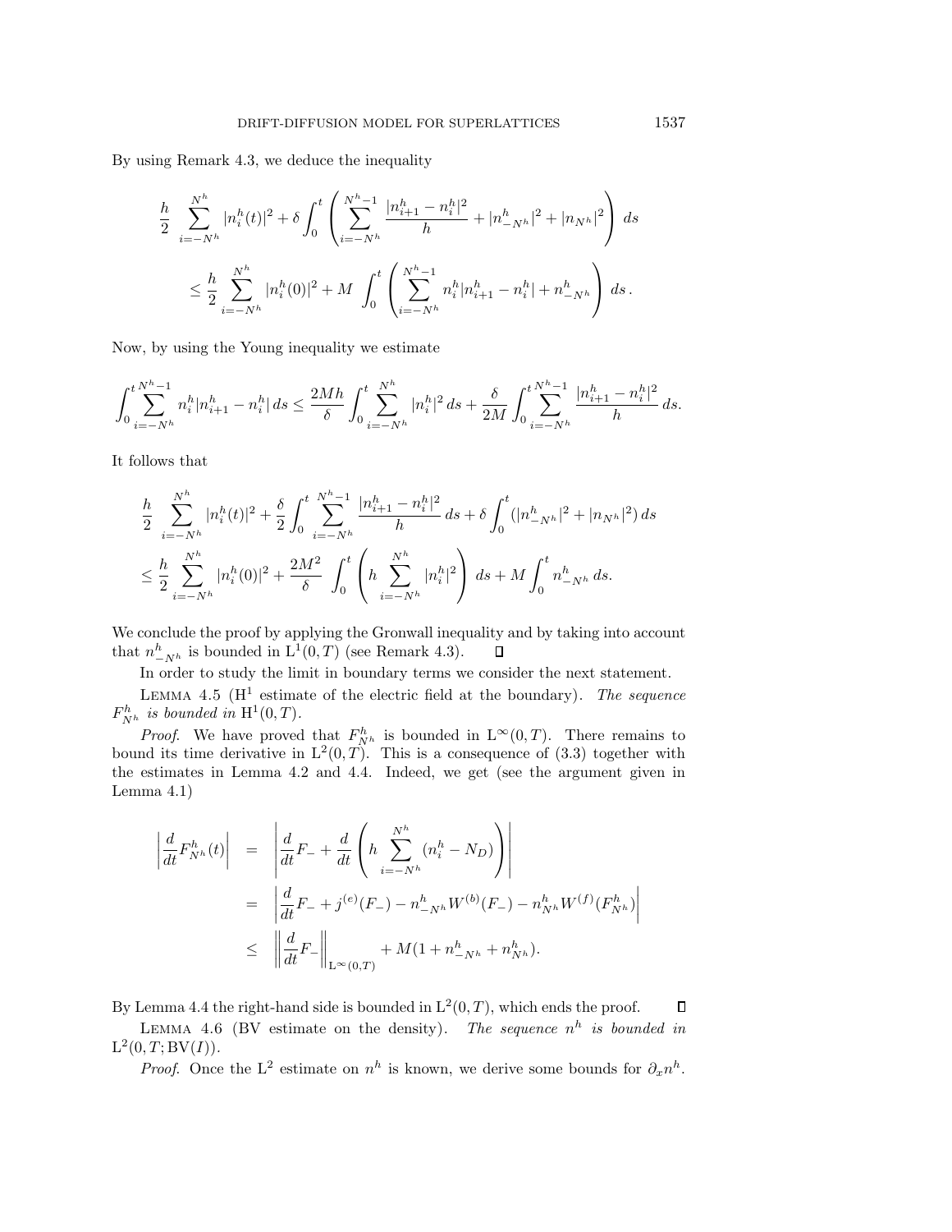By using Remark 4.3, we deduce the inequality

$$
\frac{h}{2} \sum_{i=-N^h}^{N^h} |n_i^h(t)|^2 + \delta \int_0^t \left( \sum_{i=-N^h}^{N^h-1} \frac{|n_{i+1}^h - n_i^h|^2}{h} + |n_{-N^h}^h|^2 + |n_{N^h}|^2 \right) ds
$$

$$
\leq \frac{h}{2} \sum_{i=-N^h}^{N^h} |n_i^h(0)|^2 + M \int_0^t \left( \sum_{i=-N^h}^{N^h-1} n_i^h |n_{i+1}^h - n_i^h| + n_{-N^h}^h \right) ds \,.
$$

Now, by using the Young inequality we estimate

$$
\int_0^t \sum_{i=-N^h}^{N^h-1} n_i^h |n_{i+1}^h - n_i^h| \, ds \leq \frac{2Mh}{\delta} \int_0^t \sum_{i=-N^h}^{N^h} |n_i^h|^2 \, ds + \frac{\delta}{2M} \int_0^t \sum_{i=-N^h}^{N^h-1} \frac{|n_{i+1}^h - n_i^h|^2}{h} \, ds.
$$

It follows that

$$
\frac{h}{2} \sum_{i=-N^h}^{N^h} |n_i^h(t)|^2 + \frac{\delta}{2} \int_0^t \sum_{i=-N^h}^{N^h-1} \frac{|n_{i+1}^h - n_i^h|^2}{h} \, ds + \delta \int_0^t (|n_{-N^h}^h|^2 + |n_{N^h}|^2) \, ds
$$

$$
\leq \frac{h}{2} \sum_{i=-N^h}^{N^h} |n_i^h(0)|^2 + \frac{2M^2}{\delta} \int_0^t \left( h \sum_{i=-N^h}^{N^h} |n_i^h|^2 \right) ds + M \int_0^t n_{-N^h}^h \, ds.
$$

We conclude the proof by applying the Gronwall inequality and by taking into account that $n_{-N^h}^h$ is bounded in $\mathrm{L}^1(0,T)$ (see Remark 4.3). ∎

In order to study the limit in boundary terms we consider the next statement.

Lemma 4.5 ($\mathrm{H}^1$ estimate of the electric field at the boundary). *The sequence $F_{N^h}^h$ is bounded in $\mathrm{H}^1(0,T)$.*

*Proof*. We have proved that $F_{N^h}^h$ is bounded in $\mathrm{L}^\infty(0,T)$. There remains to bound its time derivative in $\mathrm{L}^2(0,T)$. This is a consequence of (3.3) together with the estimates in Lemma 4.2 and 4.4. Indeed, we get (see the argument given in Lemma 4.1)

$$
\begin{aligned}
\left| \frac{d}{dt} F_{N^h}^h(t) \right| &= \left| \frac{d}{dt} F_- + \frac{d}{dt} \left( h \sum_{i=-N^h}^{N^h} (n_i^h - N_D) \right) \right| \\
&= \left| \frac{d}{dt} F_- + j^{(e)}(F_-) - n_{-N^h}^h W^{(b)}(F_-) - n_{N^h}^h W^{(f)}(F_{N^h}^h) \right| \\
&\leq \left\| \frac{d}{dt} F_- \right\|_{\mathrm{L}^\infty(0,T)} + M(1 + n_{-N^h}^h + n_{N^h}^h).
\end{aligned}
$$

By Lemma 4.4 the right-hand side is bounded in $\mathrm{L}^2(0,T)$, which ends the proof. ∎

Lemma 4.6 (BV estimate on the density). *The sequence $n^h$ is bounded in $\mathrm{L}^2(0,T;\mathrm{BV}(I))$.*

*Proof*. Once the $\mathrm{L}^2$ estimate on $n^h$ is known, we derive some bounds for $\partial_x n^h$.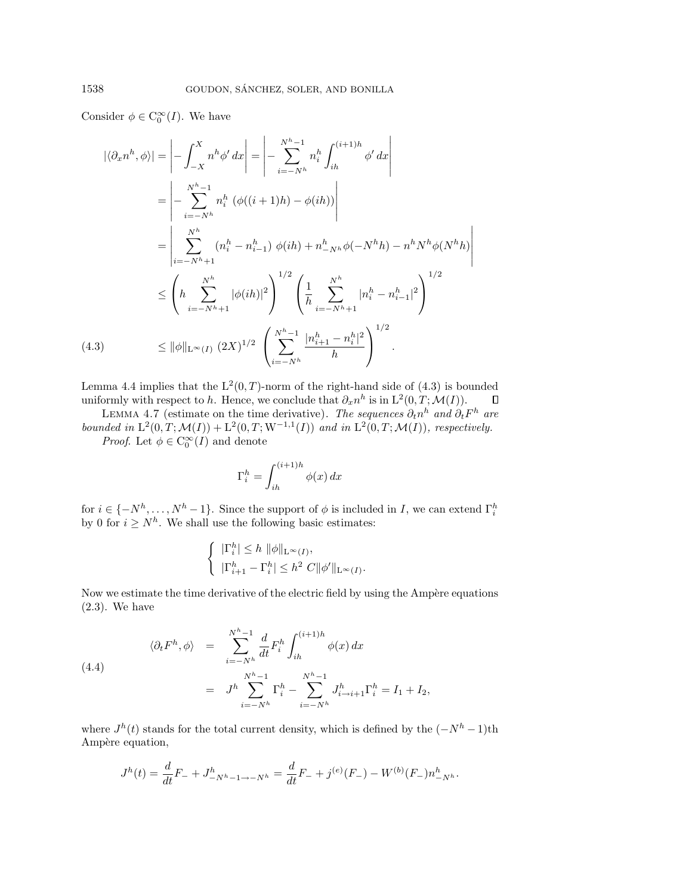Consider $\phi \in \mathrm{C}_0^\infty(I)$. We have

$$
\begin{aligned}
|\langle \partial_x n^h, \phi\rangle| &= \left| -\int_{-X}^{X} n^h \phi' \, dx \right| = \left| -\sum_{i=-N^h}^{N^h-1} n_i^h \int_{ih}^{(i+1)h} \phi' \, dx \right| \\
&= \left| -\sum_{i=-N^h}^{N^h-1} n_i^h \ (\phi((i+1)h) - \phi(ih)) \right| \\
&= \left| \sum_{i=-N^h+1}^{N^h} (n_i^h - n_{i-1}^h) \ \phi(ih) + n_{-N^h}^h \phi(-N^h h) - n^h N^h \phi(N^h h) \right| \\
&\leq \left( h \sum_{i=-N^h+1}^{N^h} |\phi(ih)|^2 \right)^{1/2} \left( \frac{1}{h} \sum_{i=-N^h+1}^{N^h} |n_i^h - n_{i-1}^h|^2 \right)^{1/2} \\
&\leq \|\phi\|_{\mathrm{L}^\infty(I)} \ (2X)^{1/2} \left( \sum_{i=-N^h}^{N^h-1} \frac{|n_{i+1}^h - n_i^h|^2}{h} \right)^{1/2}. \qquad (4.3)
\end{aligned}
$$

Lemma 4.4 implies that the $\mathrm{L}^2(0,T)$-norm of the right-hand side of (4.3) is bounded uniformly with respect to $h$. Hence, we conclude that $\partial_x n^h$ is in $\mathrm{L}^2(0,T;\mathcal{M}(I))$. ∎

Lemma 4.7 (estimate on the time derivative). *The sequences $\partial_t n^h$ and $\partial_t F^h$ are bounded in $\mathrm{L}^2(0,T;\mathcal{M}(I)) + \mathrm{L}^2(0,T;\mathrm{W}^{-1,1}(I))$ and in $\mathrm{L}^2(0,T;\mathcal{M}(I))$, respectively.*

*Proof.* Let $\phi \in \mathrm{C}_0^\infty(I)$ and denote

$$
\Gamma_i^h = \int_{ih}^{(i+1)h} \phi(x) \, dx
$$

for $i \in \{-N^h, \ldots, N^h - 1\}$. Since the support of $\phi$ is included in $I$, we can extend $\Gamma_i^h$ by 0 for $i \geq N^h$. We shall use the following basic estimates:

$$
\left\{
\begin{array}{l}
|\Gamma_i^h| \leq h \ \|\phi\|_{\mathrm{L}^\infty(I)}, \\
|\Gamma_{i+1}^h - \Gamma_i^h| \leq h^2 \ C \|\phi'\|_{\mathrm{L}^\infty(I)}.
\end{array}
\right.
$$

Now we estimate the time derivative of the electric field by using the Ampère equations (2.3). We have

$$
\begin{aligned}
\langle \partial_t F^h, \phi \rangle &= \sum_{i=-N^h}^{N^h-1} \frac{d}{dt} F_i^h \int_{ih}^{(i+1)h} \phi(x) \, dx \\
&= J^h \sum_{i=-N^h}^{N^h-1} \Gamma_i^h - \sum_{i=-N^h}^{N^h-1} J_{i \to i+1}^h \Gamma_i^h = I_1 + I_2, \qquad (4.4)
\end{aligned}
$$

where $J^h(t)$ stands for the total current density, which is defined by the $(-N^h-1)$th Ampère equation,

$$
J^h(t) = \frac{d}{dt} F_- + J^h_{-N^h-1 \to -N^h} = \frac{d}{dt} F_- + j^{(e)}(F_-) - W^{(b)}(F_-) n^h_{-N^h}.
$$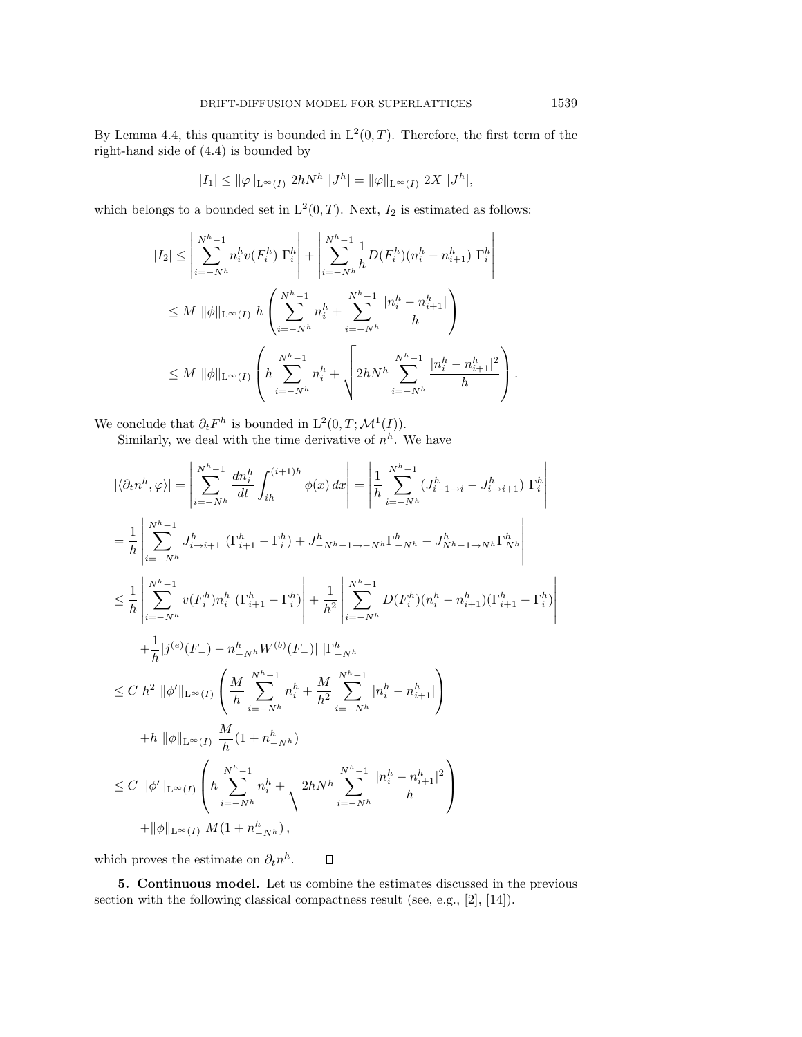By Lemma 4.4, this quantity is bounded in $\mathrm{L}^2(0,T)$. Therefore, the first term of the right-hand side of (4.4) is bounded by

$$|I_1| \le \|\varphi\|_{\mathrm{L}^\infty(I)}\ 2hN^h\ |J^h| = \|\varphi\|_{\mathrm{L}^\infty(I)}\ 2X\ |J^h|,$$

which belongs to a bounded set in $\mathrm{L}^2(0,T)$. Next, $I_2$ is estimated as follows:

$$\begin{aligned}
|I_2| &\le \left| \sum_{i=-N^h}^{N^h-1} n_i^h v(F_i^h)\ \Gamma_i^h \right| + \left| \sum_{i=-N^h}^{N^h-1} \frac{1}{h} D(F_i^h)(n_i^h - n_{i+1}^h)\ \Gamma_i^h \right| \\
&\le M\ \|\phi\|_{\mathrm{L}^\infty(I)}\ h \left( \sum_{i=-N^h}^{N^h-1} n_i^h + \sum_{i=-N^h}^{N^h-1} \frac{|n_i^h - n_{i+1}^h|}{h} \right) \\
&\le M\ \|\phi\|_{\mathrm{L}^\infty(I)} \left( h \sum_{i=-N^h}^{N^h-1} n_i^h + \sqrt{2hN^h \sum_{i=-N^h}^{N^h-1} \frac{|n_i^h - n_{i+1}^h|^2}{h}} \right).
\end{aligned}$$

We conclude that $\partial_t F^h$ is bounded in $\mathrm{L}^2(0,T;\mathcal{M}^1(I))$.

Similarly, we deal with the time derivative of $n^h$. We have

$$\begin{aligned}
|\langle \partial_t n^h, \varphi \rangle| &= \left| \sum_{i=-N^h}^{N^h-1} \frac{dn_i^h}{dt} \int_{ih}^{(i+1)h} \phi(x)\,dx \right| = \left| \frac{1}{h} \sum_{i=-N^h}^{N^h-1} (J_{i-1\to i}^h - J_{i\to i+1}^h)\ \Gamma_i^h \right| \\
&= \frac{1}{h} \left| \sum_{i=-N^h}^{N^h-1} J_{i\to i+1}^h\ (\Gamma_{i+1}^h - \Gamma_i^h) + J_{-N^h-1\to -N^h}^h \Gamma_{-N^h}^h - J_{N^h-1\to N^h}^h \Gamma_{N^h}^h \right| \\
&\le \frac{1}{h} \left| \sum_{i=-N^h}^{N^h-1} v(F_i^h) n_i^h\ (\Gamma_{i+1}^h - \Gamma_i^h) \right| + \frac{1}{h^2} \left| \sum_{i=-N^h}^{N^h-1} D(F_i^h)(n_i^h - n_{i+1}^h)(\Gamma_{i+1}^h - \Gamma_i^h) \right| \\
&\quad + \frac{1}{h} |j^{(e)}(F_-) - n_{-N^h}^h W^{(b)}(F_-)|\ |\Gamma_{-N^h}^h| \\
&\le C\ h^2\ \|\phi'\|_{\mathrm{L}^\infty(I)} \left( \frac{M}{h} \sum_{i=-N^h}^{N^h-1} n_i^h + \frac{M}{h^2} \sum_{i=-N^h}^{N^h-1} |n_i^h - n_{i+1}^h| \right) \\
&\quad + h\ \|\phi\|_{\mathrm{L}^\infty(I)}\ \frac{M}{h} (1 + n_{-N^h}^h) \\
&\le C\ \|\phi'\|_{\mathrm{L}^\infty(I)} \left( h \sum_{i=-N^h}^{N^h-1} n_i^h + \sqrt{2hN^h \sum_{i=-N^h}^{N^h-1} \frac{|n_i^h - n_{i+1}^h|^2}{h}} \right) \\
&\quad + \|\phi\|_{\mathrm{L}^\infty(I)}\ M (1 + n_{-N^h}^h),
\end{aligned}$$

which proves the estimate on $\partial_t n^h$. $\square$

**5. Continuous model.** Let us combine the estimates discussed in the previous section with the following classical compactness result (see, e.g., [2], [14]).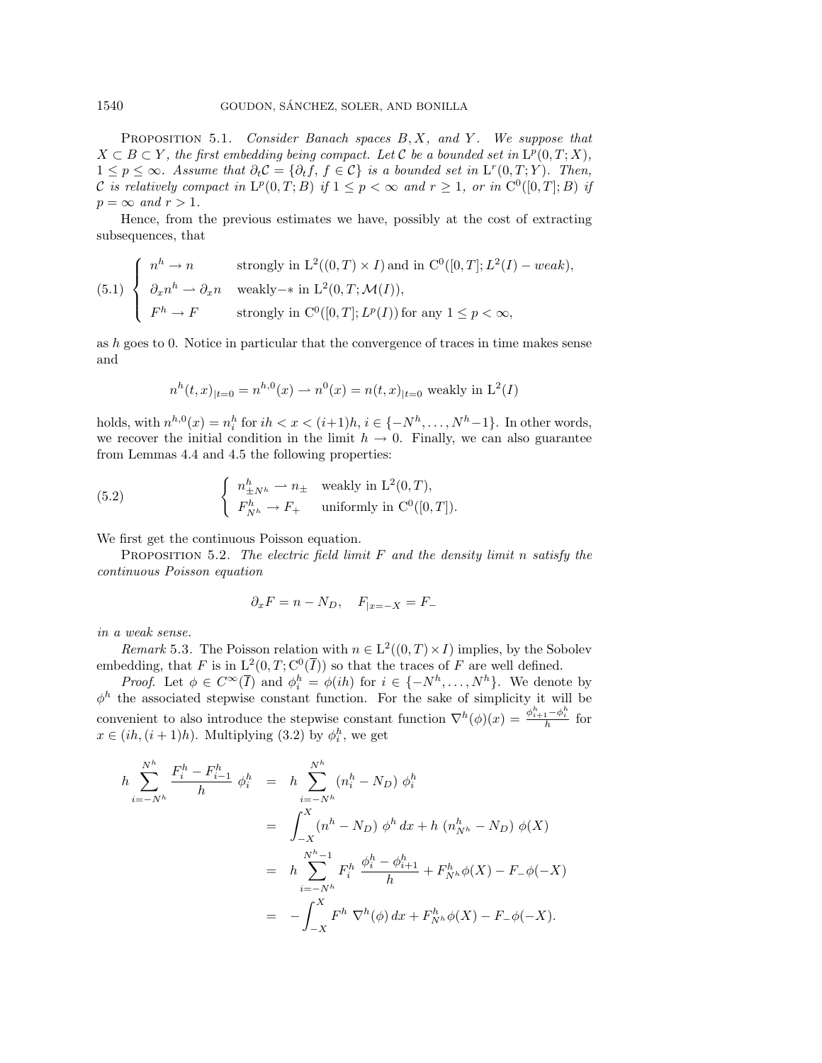**Proposition 5.1.** *Consider Banach spaces $B, X$, and $Y$. We suppose that $X \subset B \subset Y$, the first embedding being compact. Let $\mathcal{C}$ be a bounded set in $\mathrm{L}^p(0,T;X)$, $1 \le p \le \infty$. Assume that $\partial_t \mathcal{C} = \{\partial_t f,\ f \in \mathcal{C}\}$ is a bounded set in $\mathrm{L}^r(0,T;Y)$. Then, $\mathcal{C}$ is relatively compact in $\mathrm{L}^p(0,T;B)$ if $1 \le p < \infty$ and $r \ge 1$, or in $\mathrm{C}^0([0,T];B)$ if $p = \infty$ and $r > 1$.*

Hence, from the previous estimates we have, possibly at the cost of extracting subsequences, that

$$
(5.1)\quad \begin{cases} n^h \to n & \text{strongly in } \mathrm{L}^2((0,T)\times I) \text{ and in } \mathrm{C}^0([0,T];L^2(I)-weak),\\ \partial_x n^h \rightharpoonup \partial_x n & \text{weakly}-* \text{ in } \mathrm{L}^2(0,T;\mathcal{M}(I)),\\ F^h \to F & \text{strongly in } \mathrm{C}^0([0,T];L^p(I)) \text{ for any } 1 \le p < \infty, \end{cases}
$$

as $h$ goes to 0. Notice in particular that the convergence of traces in time makes sense and

$$
n^h(t,x)_{|t=0} = n^{h,0}(x) \rightharpoonup n^0(x) = n(t,x)_{|t=0} \text{ weakly in } \mathrm{L}^2(I)
$$

holds, with $n^{h,0}(x) = n_i^h$ for $ih < x < (i+1)h$, $i \in \{-N^h, \dots, N^h-1\}$. In other words, we recover the initial condition in the limit $h \to 0$. Finally, we can also guarantee from Lemmas 4.4 and 4.5 the following properties:

$$
(5.2)\quad \begin{cases} n^h_{\pm N^h} \rightharpoonup n_\pm & \text{weakly in } \mathrm{L}^2(0,T),\\ F^h_{N^h} \to F_+ & \text{uniformly in } \mathrm{C}^0([0,T]). \end{cases}
$$

We first get the continuous Poisson equation.

**Proposition 5.2.** *The electric field limit $F$ and the density limit $n$ satisfy the continuous Poisson equation*

$$
\partial_x F = n - N_D, \quad F_{|x=-X} = F_-
$$

*in a weak sense.*

*Remark* 5.3. The Poisson relation with $n \in \mathrm{L}^2((0,T)\times I)$ implies, by the Sobolev embedding, that $F$ is in $\mathrm{L}^2(0,T;\mathrm{C}^0(\overline{I}))$ so that the traces of $F$ are well defined.

*Proof.* Let $\phi \in C^\infty(\overline{I})$ and $\phi_i^h = \phi(ih)$ for $i \in \{-N^h, \dots, N^h\}$. We denote by $\phi^h$ the associated stepwise constant function. For the sake of simplicity it will be convenient to also introduce the stepwise constant function $\nabla^h(\phi)(x) = \frac{\phi_{i+1}^h - \phi_i^h}{h}$ for $x \in (ih,(i+1)h)$. Multiplying (3.2) by $\phi_i^h$, we get

$$
\begin{aligned}
h\sum_{i=-N^h}^{N^h} \frac{F_i^h - F_{i-1}^h}{h}\ \phi_i^h &= h\sum_{i=-N^h}^{N^h} (n_i^h - N_D)\ \phi_i^h\\
&= \int_{-X}^{X} (n^h - N_D)\ \phi^h\,dx + h\ (n^h_{N^h} - N_D)\ \phi(X)\\
&= h\sum_{i=-N^h}^{N^h-1} F_i^h\ \frac{\phi_i^h - \phi_{i+1}^h}{h} + F^h_{N^h}\phi(X) - F_-\phi(-X)\\
&= -\int_{-X}^{X} F^h\ \nabla^h(\phi)\,dx + F^h_{N^h}\phi(X) - F_-\phi(-X).
\end{aligned}
$$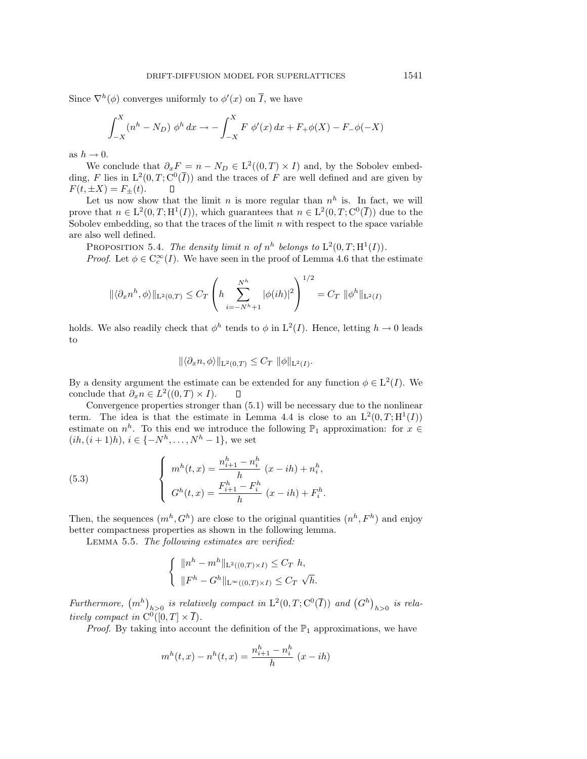Since $\nabla^h(\phi)$ converges uniformly to $\phi'(x)$ on $\overline{I}$, we have

$$\int_{-X}^{X} (n^h - N_D)\ \phi^h\, dx \to -\int_{-X}^{X} F\ \phi'(x)\, dx + F_+\phi(X) - F_-\phi(-X)$$

as $h \to 0$.

We conclude that $\partial_x F = n - N_D \in \mathrm{L}^2((0,T)\times I)$ and, by the Sobolev embedding, $F$ lies in $\mathrm{L}^2(0,T;\mathrm{C}^0(\overline{I}))$ and the traces of $F$ are well defined and are given by $F(t, \pm X) = F_\pm(t)$. $\square$

Let us now show that the limit $n$ is more regular than $n^h$ is. In fact, we will prove that $n \in \mathrm{L}^2(0,T;\mathrm{H}^1(I))$, which guarantees that $n \in \mathrm{L}^2(0,T;\mathrm{C}^0(\overline{I}))$ due to the Sobolev embedding, so that the traces of the limit $n$ with respect to the space variable are also well defined.

Proposition 5.4. *The density limit $n$ of $n^h$ belongs to $\mathrm{L}^2(0,T;\mathrm{H}^1(I))$.*

*Proof.* Let $\phi \in \mathrm{C}_c^\infty(I)$. We have seen in the proof of Lemma 4.6 that the estimate

$$\|\langle \partial_x n^h, \phi\rangle\|_{\mathrm{L}^2(0,T)} \le C_T \left( h \sum_{i=-N^h+1}^{N^h} |\phi(ih)|^2 \right)^{1/2} = C_T\ \|\phi^h\|_{\mathrm{L}^2(I)}$$

holds. We also readily check that $\phi^h$ tends to $\phi$ in $\mathrm{L}^2(I)$. Hence, letting $h \to 0$ leads to

$$\|\langle \partial_x n, \phi\rangle\|_{\mathrm{L}^2(0,T)} \le C_T\ \|\phi\|_{\mathrm{L}^2(I)}.$$

By a density argument the estimate can be extended for any function $\phi \in \mathrm{L}^2(I)$. We conclude that $\partial_x n \in L^2((0,T)\times I)$. $\square$

Convergence properties stronger than (5.1) will be necessary due to the nonlinear term. The idea is that the estimate in Lemma 4.4 is close to an $\mathrm{L}^2(0,T;\mathrm{H}^1(I))$ estimate on $n^h$. To this end we introduce the following $\mathbb{P}_1$ approximation: for $x \in (ih,(i+1)h)$, $i \in \{-N^h, \dots, N^h - 1\}$, we set

$$\begin{cases} m^h(t,x) = \dfrac{n_{i+1}^h - n_i^h}{h}\ (x - ih) + n_i^h, \\ G^h(t,x) = \dfrac{F_{i+1}^h - F_i^h}{h}\ (x - ih) + F_i^h. \end{cases} \tag{5.3}$$

Then, the sequences $(m^h, G^h)$ are close to the original quantities $(n^h, F^h)$ and enjoy better compactness properties as shown in the following lemma.

Lemma 5.5. *The following estimates are verified:*

$$\begin{cases} \|n^h - m^h\|_{\mathrm{L}^2((0,T)\times I)} \le C_T\ h, \\ \|F^h - G^h\|_{\mathrm{L}^\infty((0,T)\times I)} \le C_T\ \sqrt{h}. \end{cases}$$

*Furthermore, $\left(m^h\right)_{h>0}$ is relatively compact in $\mathrm{L}^2(0,T;\mathrm{C}^0(\overline{I}))$ and $\left(G^h\right)_{h>0}$ is relatively compact in $\mathrm{C}^0([0,T]\times\overline{I})$.*

*Proof.* By taking into account the definition of the $\mathbb{P}_1$ approximations, we have

$$m^h(t,x) - n^h(t,x) = \frac{n_{i+1}^h - n_i^h}{h}\ (x - ih)$$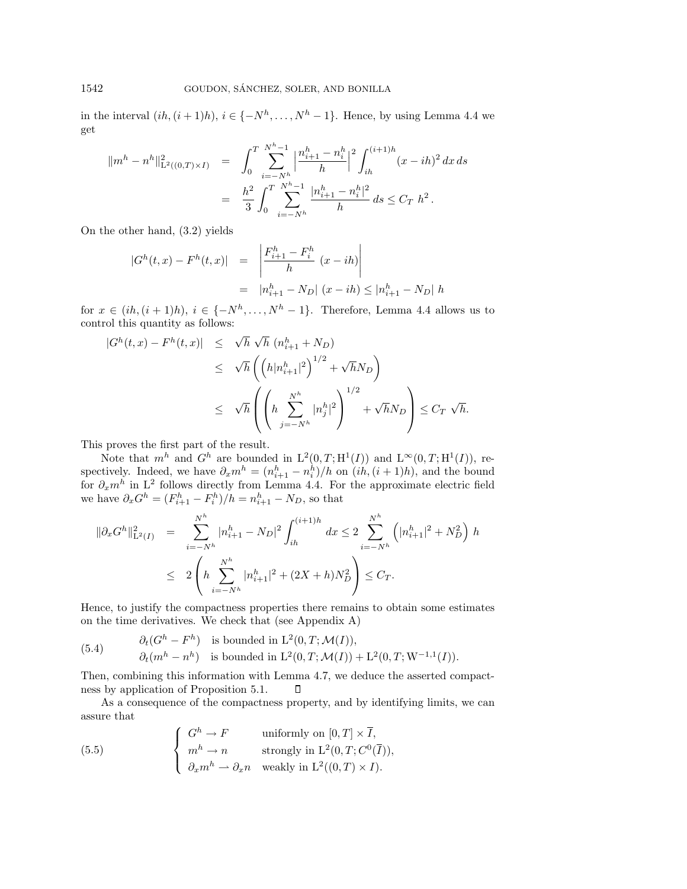in the interval $(ih,(i+1)h)$, $i \in \{-N^h,\dots,N^h-1\}$. Hence, by using Lemma 4.4 we get

$$
\begin{aligned}
\|m^h - n^h\|^2_{\mathrm{L}^2((0,T)\times I)} &= \int_0^T \sum_{i=-N^h}^{N^h-1} \Big|\frac{n^h_{i+1}-n^h_i}{h}\Big|^2 \int_{ih}^{(i+1)h} (x-ih)^2\,dx\,ds \\
&= \frac{h^2}{3}\int_0^T \sum_{i=-N^h}^{N^h-1} \frac{|n^h_{i+1}-n^h_i|^2}{h}\,ds \le C_T\ h^2\,.
\end{aligned}
$$

On the other hand, (3.2) yields

$$
\begin{aligned}
|G^h(t,x)-F^h(t,x)| &= \left|\frac{F^h_{i+1}-F^h_i}{h}\ (x-ih)\right| \\
&= |n^h_{i+1}-N_D|\ (x-ih) \le |n^h_{i+1}-N_D|\ h
\end{aligned}
$$

for $x \in (ih,(i+1)h)$, $i \in \{-N^h,\dots,N^h-1\}$. Therefore, Lemma 4.4 allows us to control this quantity as follows:

$$
\begin{aligned}
|G^h(t,x)-F^h(t,x)| &\le \sqrt{h}\ \sqrt{h}\ (n^h_{i+1}+N_D) \\
&\le \sqrt{h}\left(\left(h|n^h_{i+1}|^2\right)^{1/2} + \sqrt{h}N_D\right) \\
&\le \sqrt{h}\left(\left(h\sum_{j=-N^h}^{N^h}|n^h_j|^2\right)^{1/2} + \sqrt{h}N_D\right) \le C_T\ \sqrt{h}.
\end{aligned}
$$

This proves the first part of the result.

Note that $m^h$ and $G^h$ are bounded in $\mathrm{L}^2(0,T;\mathrm{H}^1(I))$ and $\mathrm{L}^\infty(0,T;\mathrm{H}^1(I))$, respectively. Indeed, we have $\partial_x m^h = (n^h_{i+1}-n^h_i)/h$ on $(ih,(i+1)h)$, and the bound for $\partial_x m^h$ in $\mathrm{L}^2$ follows directly from Lemma 4.4. For the approximate electric field we have $\partial_x G^h = (F^h_{i+1}-F^h_i)/h = n^h_{i+1}-N_D$, so that

$$
\begin{aligned}
\|\partial_x G^h\|^2_{\mathrm{L}^2(I)} &= \sum_{i=-N^h}^{N^h} |n^h_{i+1}-N_D|^2 \int_{ih}^{(i+1)h} dx \le 2\sum_{i=-N^h}^{N^h}\left(|n^h_{i+1}|^2 + N_D^2\right)h \\
&\le 2\left(h\sum_{i=-N^h}^{N^h}|n^h_{i+1}|^2 + (2X+h)N_D^2\right) \le C_T.
\end{aligned}
$$

Hence, to justify the compactness properties there remains to obtain some estimates on the time derivatives. We check that (see Appendix A)

$$
\begin{aligned}
&\partial_t(G^h-F^h) \quad \text{is bounded in } \mathrm{L}^2(0,T;\mathcal{M}(I)), \\
&\partial_t(m^h-n^h) \quad \text{is bounded in } \mathrm{L}^2(0,T;\mathcal{M}(I)) + \mathrm{L}^2(0,T;\mathrm{W}^{-1,1}(I)).
\end{aligned} \tag{5.4}
$$

Then, combining this information with Lemma 4.7, we deduce the asserted compactness by application of Proposition 5.1. $\square$

As a consequence of the compactness property, and by identifying limits, we can assure that

$$
\left\{
\begin{array}{ll}
G^h \to F & \text{uniformly on } [0,T]\times \overline{I}, \\
m^h \to n & \text{strongly in } \mathrm{L}^2(0,T;C^0(\overline{I})), \\
\partial_x m^h \rightharpoonup \partial_x n & \text{weakly in } \mathrm{L}^2((0,T)\times I).
\end{array}
\right. \tag{5.5}
$$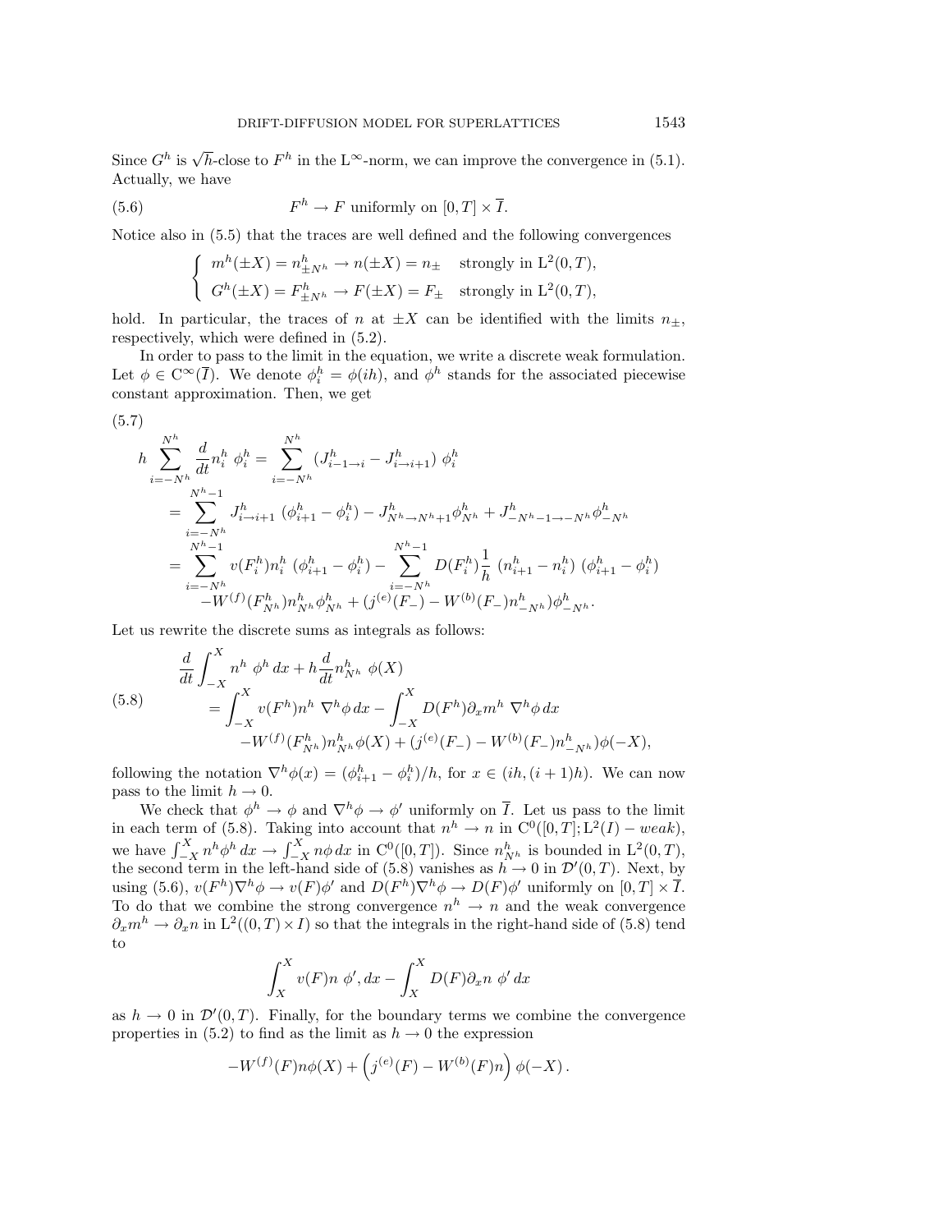Since $G^h$ is $\sqrt{h}$-close to $F^h$ in the $\mathrm{L}^\infty$-norm, we can improve the convergence in (5.1). Actually, we have

$$F^h \to F \text{ uniformly on } [0,T] \times \overline{I}. \tag{5.6}$$

Notice also in (5.5) that the traces are well defined and the following convergences

$$\begin{cases} m^h(\pm X) = n^h_{\pm N^h} \to n(\pm X) = n_\pm \quad \text{strongly in } \mathrm{L}^2(0,T), \\ G^h(\pm X) = F^h_{\pm N^h} \to F(\pm X) = F_\pm \quad \text{strongly in } \mathrm{L}^2(0,T), \end{cases}$$

hold. In particular, the traces of $n$ at $\pm X$ can be identified with the limits $n_\pm$, respectively, which were defined in (5.2).

In order to pass to the limit in the equation, we write a discrete weak formulation. Let $\phi \in \mathrm{C}^\infty(\overline{I})$. We denote $\phi^h_i = \phi(ih)$, and $\phi^h$ stands for the associated piecewise constant approximation. Then, we get

$$\begin{aligned}
h \sum_{i=-N^h}^{N^h} \frac{d}{dt} n^h_i \ \phi^h_i &= \sum_{i=-N^h}^{N^h} (J^h_{i-1\to i} - J^h_{i \to i+1}) \ \phi^h_i \\
&= \sum_{i=-N^h}^{N^h-1} J^h_{i\to i+1} \ (\phi^h_{i+1} - \phi^h_i) - J^h_{N^h \to N^h+1} \phi^h_{N^h} + J^h_{-N^h-1 \to -N^h} \phi^h_{-N^h} \\
&= \sum_{i=-N^h}^{N^h-1} v(F^h_i) n^h_i \ (\phi^h_{i+1} - \phi^h_i) - \sum_{i=-N^h}^{N^h-1} D(F^h_i) \frac{1}{h} \ (n^h_{i+1} - n^h_i) \ (\phi^h_{i+1} - \phi^h_i) \\
&\quad - W^{(f)}(F^h_{N^h}) n^h_{N^h} \phi^h_{N^h} + (j^{(e)}(F_-) - W^{(b)}(F_-) n^h_{-N^h}) \phi^h_{-N^h}.
\end{aligned} \tag{5.7}$$

Let us rewrite the discrete sums as integrals as follows:

$$\begin{aligned}
&\frac{d}{dt} \int_{-X}^{X} n^h \ \phi^h \, dx + h \frac{d}{dt} n^h_{N^h} \ \phi(X) \\
&\quad = \int_{-X}^{X} v(F^h) n^h \ \nabla^h \phi \, dx - \int_{-X}^{X} D(F^h) \partial_x m^h \ \nabla^h \phi \, dx \\
&\qquad - W^{(f)}(F^h_{N^h}) n^h_{N^h} \phi(X) + (j^{(e)}(F_-) - W^{(b)}(F_-) n^h_{-N^h}) \phi(-X),
\end{aligned} \tag{5.8}$$

following the notation $\nabla^h \phi(x) = (\phi^h_{i+1} - \phi^h_i)/h$, for $x \in (ih, (i+1)h)$. We can now pass to the limit $h \to 0$.

We check that $\phi^h \to \phi$ and $\nabla^h \phi \to \phi'$ uniformly on $\overline{I}$. Let us pass to the limit in each term of (5.8). Taking into account that $n^h \to n$ in $\mathrm{C}^0([0,T]; \mathrm{L}^2(I) - weak)$, we have $\int_{-X}^{X} n^h \phi^h \, dx \to \int_{-X}^{X} n \phi \, dx$ in $\mathrm{C}^0([0,T])$. Since $n^h_{N^h}$ is bounded in $\mathrm{L}^2(0,T)$, the second term in the left-hand side of (5.8) vanishes as $h \to 0$ in $\mathcal{D}'(0,T)$. Next, by using (5.6), $v(F^h) \nabla^h \phi \to v(F) \phi'$ and $D(F^h) \nabla^h \phi \to D(F) \phi'$ uniformly on $[0,T] \times \overline{I}$. To do that we combine the strong convergence $n^h \to n$ and the weak convergence $\partial_x m^h \to \partial_x n$ in $\mathrm{L}^2((0,T) \times I)$ so that the integrals in the right-hand side of (5.8) tend to

$$\int_X^X v(F) n \ \phi', dx - \int_X^X D(F) \partial_x n \ \phi' \, dx$$

as $h \to 0$ in $\mathcal{D}'(0,T)$. Finally, for the boundary terms we combine the convergence properties in (5.2) to find as the limit as $h \to 0$ the expression

$$-W^{(f)}(F) n \phi(X) + \left( j^{(e)}(F) - W^{(b)}(F) n \right) \phi(-X).$$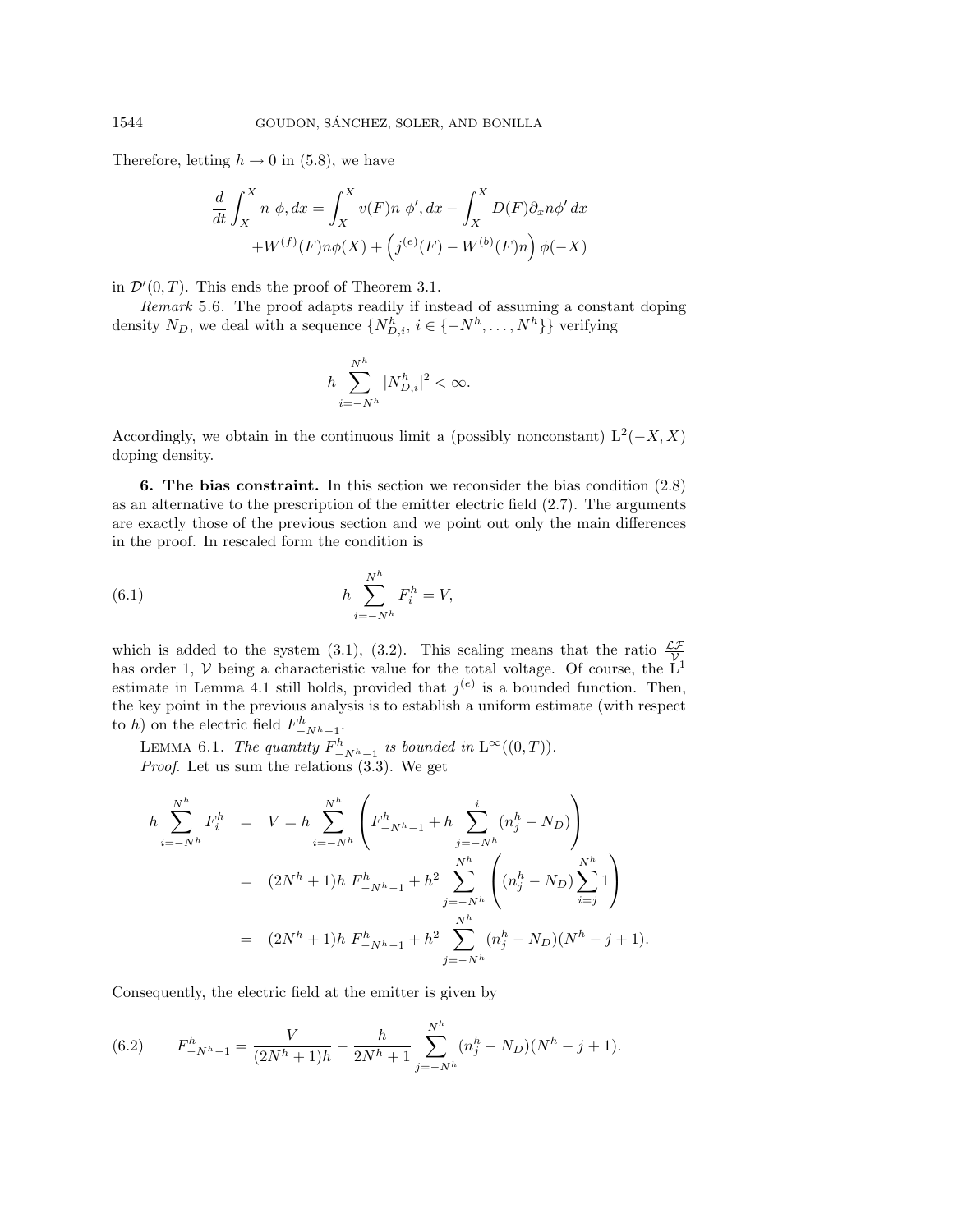Therefore, letting $h \to 0$ in (5.8), we have

$$\frac{d}{dt}\int_X^X n\ \phi, dx = \int_X^X v(F)n\ \phi', dx - \int_X^X D(F)\partial_x n\phi'\, dx$$
$$+W^{(f)}(F)n\phi(X) + \left(j^{(e)}(F) - W^{(b)}(F)n\right)\phi(-X)$$

in $\mathcal{D}'(0,T)$. This ends the proof of Theorem 3.1.

*Remark* 5.6. The proof adapts readily if instead of assuming a constant doping density $N_D$, we deal with a sequence $\{N_{D,i}^h,\ i \in \{-N^h,\dots,N^h\}\}$ verifying

$$h\sum_{i=-N^h}^{N^h} |N_{D,i}^h|^2 < \infty.$$

Accordingly, we obtain in the continuous limit a (possibly nonconstant) $\mathrm{L}^2(-X,X)$ doping density.

**6. The bias constraint.** In this section we reconsider the bias condition (2.8) as an alternative to the prescription of the emitter electric field (2.7). The arguments are exactly those of the previous section and we point out only the main differences in the proof. In rescaled form the condition is

$$h\sum_{i=-N^h}^{N^h} F_i^h = V, \tag{6.1}$$

which is added to the system (3.1), (3.2). This scaling means that the ratio $\frac{\mathcal{LF}}{\mathcal{V}}$ has order 1, $\mathcal{V}$ being a characteristic value for the total voltage. Of course, the $\mathrm{L}^1$ estimate in Lemma 4.1 still holds, provided that $j^{(e)}$ is a bounded function. Then, the key point in the previous analysis is to establish a uniform estimate (with respect to $h$) on the electric field $F_{-N^h-1}^h$.

LEMMA 6.1. *The quantity $F_{-N^h-1}^h$ is bounded in $\mathrm{L}^\infty((0,T))$.*

*Proof.* Let us sum the relations (3.3). We get

$$\begin{aligned}
h\sum_{i=-N^h}^{N^h} F_i^h &= V = h\sum_{i=-N^h}^{N^h}\left(F_{-N^h-1}^h + h\sum_{j=-N^h}^{i}(n_j^h - N_D)\right)\\
&= (2N^h+1)h\ F_{-N^h-1}^h + h^2\sum_{j=-N^h}^{N^h}\left((n_j^h - N_D)\sum_{i=j}^{N^h}1\right)\\
&= (2N^h+1)h\ F_{-N^h-1}^h + h^2\sum_{j=-N^h}^{N^h}(n_j^h - N_D)(N^h - j + 1).
\end{aligned}$$

Consequently, the electric field at the emitter is given by

$$F_{-N^h-1}^h = \frac{V}{(2N^h+1)h} - \frac{h}{2N^h+1}\sum_{j=-N^h}^{N^h}(n_j^h - N_D)(N^h - j + 1). \tag{6.2}$$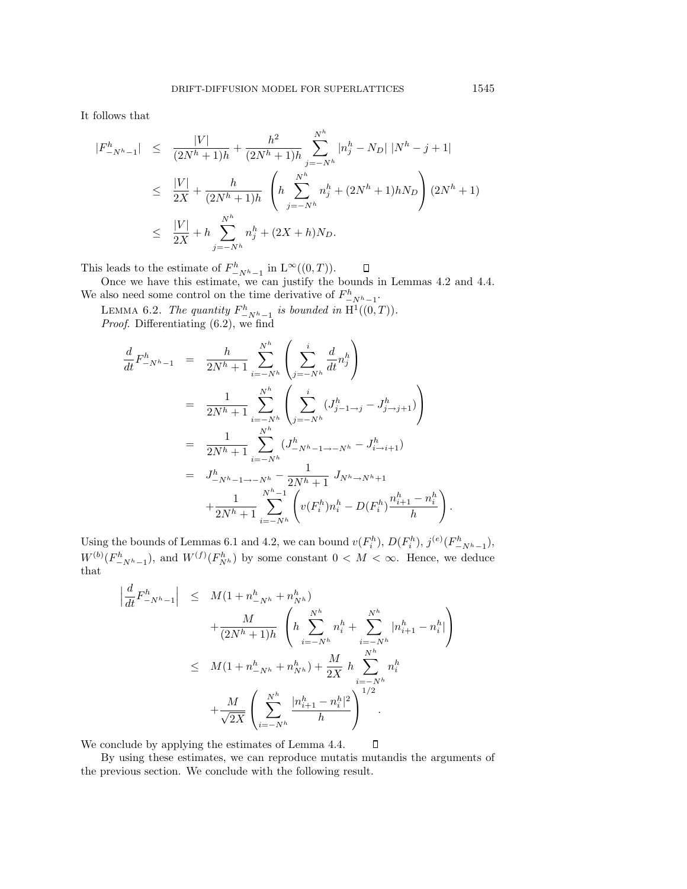It follows that

$$
\begin{aligned}
|F^h_{-N^h-1}| &\leq \frac{|V|}{(2N^h+1)h} + \frac{h^2}{(2N^h+1)h} \sum_{j=-N^h}^{N^h} |n_j^h - N_D| \; |N^h - j + 1| \\
&\leq \frac{|V|}{2X} + \frac{h}{(2N^h+1)h} \left( h \sum_{j=-N^h}^{N^h} n_j^h + (2N^h+1)hN_D \right) (2N^h+1) \\
&\leq \frac{|V|}{2X} + h \sum_{j=-N^h}^{N^h} n_j^h + (2X+h)N_D.
\end{aligned}
$$

This leads to the estimate of $F^h_{-N^h-1}$ in $\mathrm{L}^\infty((0,T))$. □

Once we have this estimate, we can justify the bounds in Lemmas 4.2 and 4.4. We also need some control on the time derivative of $F^h_{-N^h-1}$.

LEMMA 6.2. *The quantity $F^h_{-N^h-1}$ is bounded in $\mathrm{H}^1((0,T))$.*

*Proof.* Differentiating (6.2), we find

$$
\begin{aligned}
\frac{d}{dt} F^h_{-N^h-1} &= \frac{h}{2N^h+1} \sum_{i=-N^h}^{N^h} \left( \sum_{j=-N^h}^{i} \frac{d}{dt} n_j^h \right) \\
&= \frac{1}{2N^h+1} \sum_{i=-N^h}^{N^h} \left( \sum_{j=-N^h}^{i} (J^h_{j-1\to j} - J^h_{j\to j+1}) \right) \\
&= \frac{1}{2N^h+1} \sum_{i=-N^h}^{N^h} (J^h_{-N^h-1\to -N^h} - J^h_{i\to i+1}) \\
&= J^h_{-N^h-1\to -N^h} - \frac{1}{2N^h+1} \; J_{N^h\to N^h+1} \\
&\quad + \frac{1}{2N^h+1} \sum_{i=-N^h}^{N^h-1} \left( v(F_i^h) n_i^h - D(F_i^h) \frac{n_{i+1}^h - n_i^h}{h} \right).
\end{aligned}
$$

Using the bounds of Lemmas 6.1 and 4.2, we can bound $v(F_i^h)$, $D(F_i^h)$, $j^{(e)}(F^h_{-N^h-1})$, $W^{(b)}(F^h_{-N^h-1})$, and $W^{(f)}(F^h_{N^h})$ by some constant $0 < M < \infty$. Hence, we deduce that

$$
\begin{aligned}
\left| \frac{d}{dt} F^h_{-N^h-1} \right| &\leq M(1 + n^h_{-N^h} + n^h_{N^h}) \\
&\quad + \frac{M}{(2N^h+1)h} \left( h \sum_{i=-N^h}^{N^h} n_i^h + \sum_{i=-N^h}^{N^h} |n_{i+1}^h - n_i^h| \right) \\
&\leq M(1 + n^h_{-N^h} + n^h_{N^h}) + \frac{M}{2X} \; h \sum_{i=-N^h}^{N^h} n_i^h \\
&\quad + \frac{M}{\sqrt{2X}} \left( \sum_{i=-N^h}^{N^h} \frac{|n_{i+1}^h - n_i^h|^2}{h} \right)^{1/2}.
\end{aligned}
$$

We conclude by applying the estimates of Lemma 4.4. □

By using these estimates, we can reproduce mutatis mutandis the arguments of the previous section. We conclude with the following result.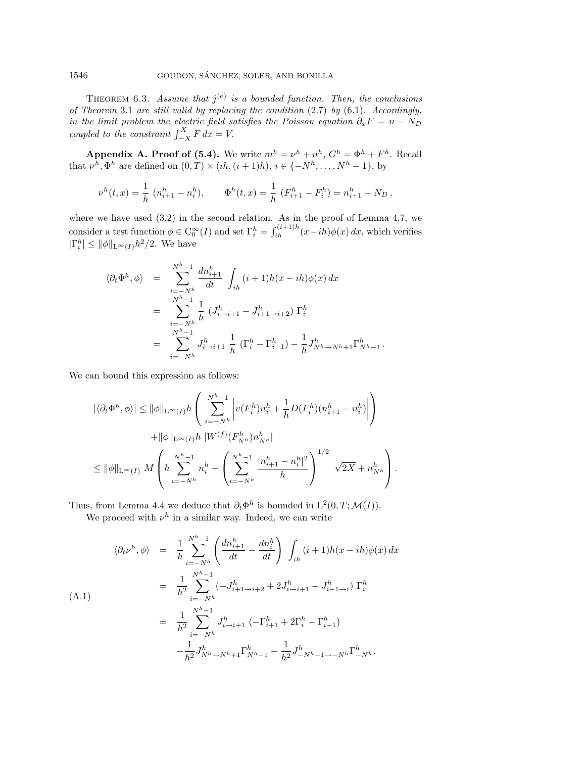THEOREM 6.3. *Assume that $j^{(e)}$ is a bounded function. Then, the conclusions of Theorem* 3.1 *are still valid by replacing the condition* (2.7) *by* (6.1)*. Accordingly, in the limit problem the electric field satisfies the Poisson equation $\partial_x F = n - N_D$ coupled to the constraint $\int_{-X}^{X} F\,dx = V$.*

**Appendix A. Proof of (5.4).** We write $m^h = \nu^h + n^h$, $G^h = \Phi^h + F^h$. Recall that $\nu^h, \Phi^h$ are defined on $(0,T) \times (ih, (i+1)h)$, $i \in \{-N^h, \dots, N^h - 1\}$, by

$$
\nu^h(t,x) = \frac{1}{h}\ (n^h_{i+1} - n^h_i), \qquad \Phi^h(t,x) = \frac{1}{h}\ (F^h_{i+1} - F^h_i) = n^h_{i+1} - N_D\,,
$$

where we have used (3.2) in the second relation. As in the proof of Lemma 4.7, we consider a test function $\phi \in \mathrm{C}^\infty_0(I)$ and set $\Gamma^h_i = \int_{ih}^{(i+1)h} (x - ih)\phi(x)\,dx$, which verifies $|\Gamma^h_i| \le \|\phi\|_{\mathrm{L}^\infty(I)} h^2/2$. We have

$$
\begin{aligned}
\langle \partial_t \Phi^h, \phi \rangle &= \sum_{i=-N^h}^{N^h-1} \frac{dn^h_{i+1}}{dt}\ \int_{ih}^{(i+1)h} (x - ih)\phi(x)\,dx \\
&= \sum_{i=-N^h}^{N^h-1} \frac{1}{h}\ (J^h_{i\to i+1} - J^h_{i+1\to i+2})\ \Gamma^h_i \\
&= \sum_{i=-N^h}^{N^h-1} J^h_{i\to i+1}\ \frac{1}{h}\ (\Gamma^h_i - \Gamma^h_{i-1}) - \frac{1}{h} J^h_{N^h\to N^h+1}\Gamma^h_{N^h-1}\,.
\end{aligned}
$$

We can bound this expression as follows:

$$
\begin{aligned}
|\langle \partial_t \Phi^h, \phi\rangle| &\le \|\phi\|_{\mathrm{L}^\infty(I)} h \left( \sum_{i=-N^h}^{N^h-1} \left| v(F^h_i) n^h_i + \frac{1}{h} D(F^h_i)(n^h_{i+1} - n^h_i) \right| \right) \\
&\quad + \|\phi\|_{\mathrm{L}^\infty(I)} h\ |W^{(f)}(F^h_{N^h}) n^h_{N^h}| \\
&\le \|\phi\|_{\mathrm{L}^\infty(I)}\ M \left( h \sum_{i=-N^h}^{N^h-1} n^h_i + \left( \sum_{i=-N^h}^{N^h-1} \frac{|n^h_{i+1} - n^h_i|^2}{h} \right)^{1/2} \sqrt{2X} + n^h_{N^h} \right).
\end{aligned}
$$

Thus, from Lemma 4.4 we deduce that $\partial_t \Phi^h$ is bounded in $\mathrm{L}^2(0,T; \mathcal{M}(I))$.

We proceed with $\nu^h$ in a similar way. Indeed, we can write

$$
\begin{aligned}
\langle \partial_t \nu^h, \phi \rangle &= \frac{1}{h} \sum_{i=-N^h}^{N^h-1} \left( \frac{dn^h_{i+1}}{dt} - \frac{dn^h_i}{dt} \right)\ \int_{ih}^{(i+1)h} (x - ih)\phi(x)\,dx \\
&= \frac{1}{h^2} \sum_{i=-N^h}^{N^h-1} (-J^h_{i+1\to i+2} + 2J^h_{i\to i+1} - J^h_{i-1\to i})\ \Gamma^h_i \\
&= \frac{1}{h^2} \sum_{i=-N^h}^{N^h-1} J^h_{i\to i+1}\ (-\Gamma^h_{i+1} + 2\Gamma^h_i - \Gamma^h_{i-1}) \\
&\quad - \frac{1}{h^2} J^h_{N^h\to N^h+1}\Gamma^h_{N^h-1} - \frac{1}{h^2} J^h_{-N^h-1\to -N^h}\Gamma^h_{-N^h}.
\end{aligned}
\tag{A.1}
$$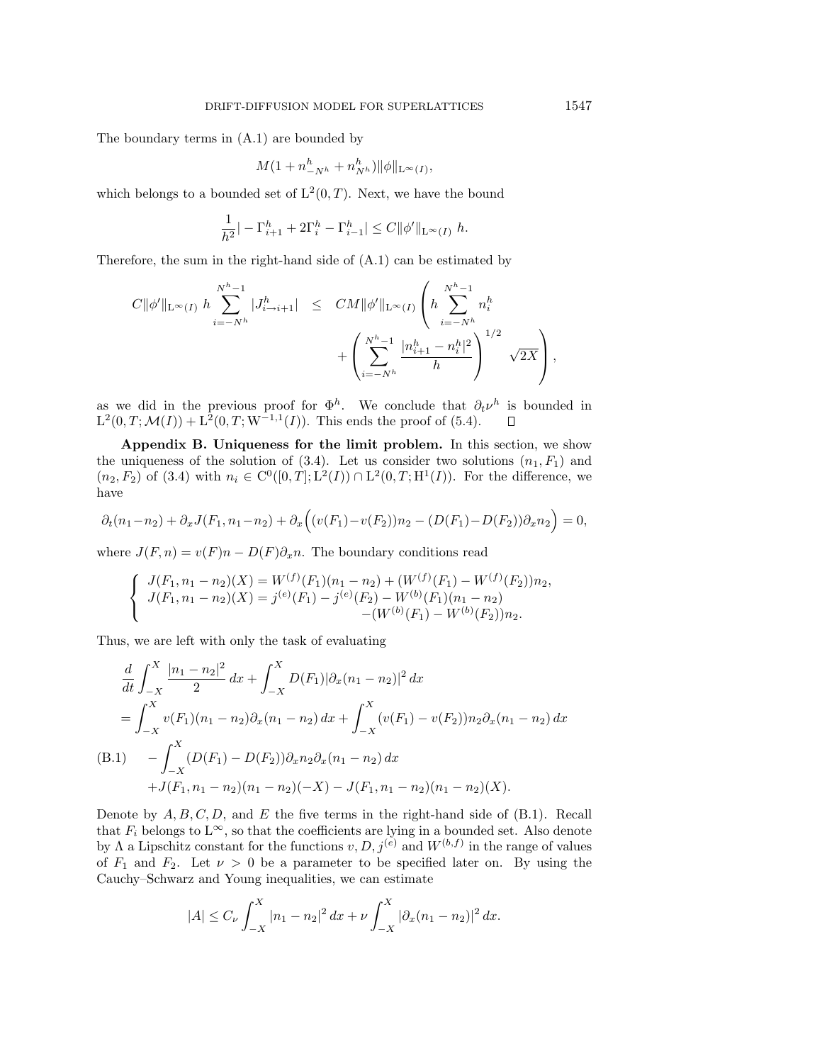The boundary terms in (A.1) are bounded by

$$M(1+n^h_{-N^h}+n^h_{N^h})\|\phi\|_{\mathrm{L}^\infty(I)},$$

which belongs to a bounded set of $\mathrm{L}^2(0,T)$. Next, we have the bound

$$\frac{1}{h^2}|-\Gamma^h_{i+1}+2\Gamma^h_i-\Gamma^h_{i-1}|\leq C\|\phi'\|_{\mathrm{L}^\infty(I)}\ h.$$

Therefore, the sum in the right-hand side of (A.1) can be estimated by

$$\begin{aligned}
C\|\phi'\|_{\mathrm{L}^\infty(I)}\ h\sum_{i=-N^h}^{N^h-1}|J^h_{i\to i+1}| \quad &\leq \quad CM\|\phi'\|_{\mathrm{L}^\infty(I)}\left(h\sum_{i=-N^h}^{N^h-1}n^h_i\right.\\
&\qquad \left.+\left(\sum_{i=-N^h}^{N^h-1}\frac{|n^h_{i+1}-n^h_i|^2}{h}\right)^{1/2}\ \sqrt{2X}\right),
\end{aligned}$$

as we did in the previous proof for $\Phi^h$. We conclude that $\partial_t\nu^h$ is bounded in $\mathrm{L}^2(0,T;\mathcal{M}(I))+\mathrm{L}^2(0,T;\mathrm{W}^{-1,1}(I))$. This ends the proof of (5.4). $\square$

**Appendix B. Uniqueness for the limit problem.** In this section, we show the uniqueness of the solution of (3.4). Let us consider two solutions $(n_1,F_1)$ and $(n_2,F_2)$ of (3.4) with $n_i\in\mathrm{C}^0([0,T];\mathrm{L}^2(I))\cap\mathrm{L}^2(0,T;\mathrm{H}^1(I))$. For the difference, we have

$$\partial_t(n_1-n_2)+\partial_xJ(F_1,n_1-n_2)+\partial_x\Big((v(F_1)-v(F_2))n_2-(D(F_1)-D(F_2))\partial_xn_2\Big)=0,$$

where $J(F,n)=v(F)n-D(F)\partial_xn$. The boundary conditions read

$$\left\{\begin{array}{l}
J(F_1,n_1-n_2)(X)=W^{(f)}(F_1)(n_1-n_2)+(W^{(f)}(F_1)-W^{(f)}(F_2))n_2,\\
J(F_1,n_1-n_2)(X)=j^{(e)}(F_1)-j^{(e)}(F_2)-W^{(b)}(F_1)(n_1-n_2)\\
\qquad\qquad\qquad\qquad\qquad -(W^{(b)}(F_1)-W^{(b)}(F_2))n_2.
\end{array}\right.$$

Thus, we are left with only the task of evaluating

$$\begin{aligned}
&\frac{d}{dt}\int_{-X}^X\frac{|n_1-n_2|^2}{2}\,dx+\int_{-X}^XD(F_1)|\partial_x(n_1-n_2)|^2\,dx\\
&=\int_{-X}^Xv(F_1)(n_1-n_2)\partial_x(n_1-n_2)\,dx+\int_{-X}^X(v(F_1)-v(F_2))n_2\partial_x(n_1-n_2)\,dx\\
&\quad-\int_{-X}^X(D(F_1)-D(F_2))\partial_xn_2\partial_x(n_1-n_2)\,dx\\
&\quad+J(F_1,n_1-n_2)(n_1-n_2)(-X)-J(F_1,n_1-n_2)(n_1-n_2)(X).
\end{aligned}\tag{B.1}$$

Denote by $A,B,C,D$, and $E$ the five terms in the right-hand side of (B.1). Recall that $F_i$ belongs to $\mathrm{L}^\infty$, so that the coefficients are lying in a bounded set. Also denote by $\Lambda$ a Lipschitz constant for the functions $v,D,j^{(e)}$ and $W^{(b,f)}$ in the range of values of $F_1$ and $F_2$. Let $\nu>0$ be a parameter to be specified later on. By using the Cauchy–Schwarz and Young inequalities, we can estimate

$$|A|\leq C_\nu\int_{-X}^X|n_1-n_2|^2\,dx+\nu\int_{-X}^X|\partial_x(n_1-n_2)|^2\,dx.$$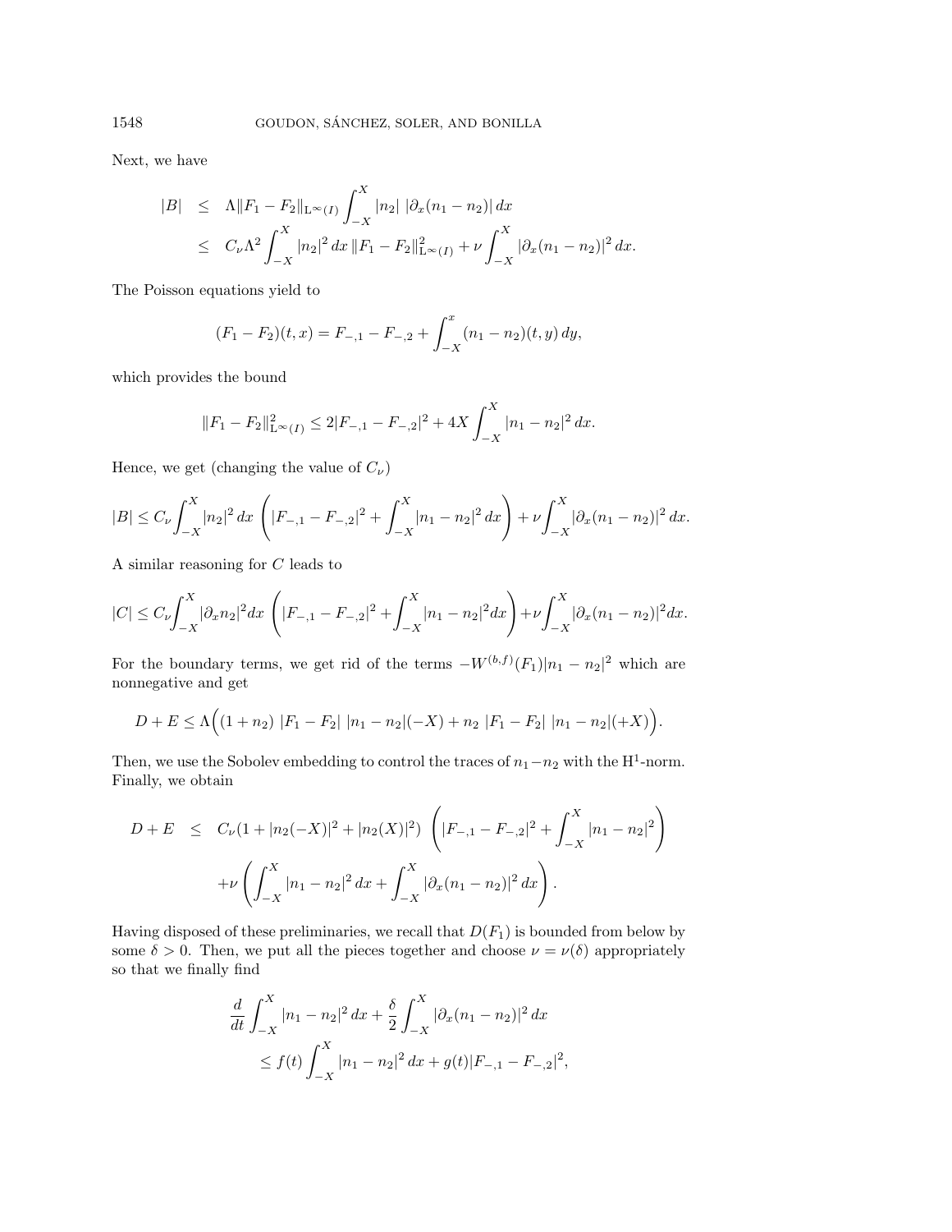Next, we have

$$
\begin{aligned}
|B| &\leq \Lambda \|F_1 - F_2\|_{\mathrm{L}^\infty(I)} \int_{-X}^{X} |n_2| \, |\partial_x (n_1 - n_2)| \, dx \\
&\leq C_\nu \Lambda^2 \int_{-X}^{X} |n_2|^2 \, dx \, \|F_1 - F_2\|^2_{\mathrm{L}^\infty(I)} + \nu \int_{-X}^{X} |\partial_x (n_1 - n_2)|^2 \, dx.
\end{aligned}
$$

The Poisson equations yield to

$$
(F_1 - F_2)(t, x) = F_{-,1} - F_{-,2} + \int_{-X}^{x} (n_1 - n_2)(t, y) \, dy,
$$

which provides the bound

$$
\|F_1 - F_2\|^2_{\mathrm{L}^\infty(I)} \leq 2|F_{-,1} - F_{-,2}|^2 + 4X \int_{-X}^{X} |n_1 - n_2|^2 \, dx.
$$

Hence, we get (changing the value of $C_\nu$)

$$
|B| \leq C_\nu \int_{-X}^{X} |n_2|^2 \, dx \left( |F_{-,1} - F_{-,2}|^2 + \int_{-X}^{X} |n_1 - n_2|^2 \, dx \right) + \nu \int_{-X}^{X} |\partial_x (n_1 - n_2)|^2 \, dx.
$$

A similar reasoning for $C$ leads to

$$
|C| \leq C_\nu \int_{-X}^{X} |\partial_x n_2|^2 dx \left( |F_{-,1} - F_{-,2}|^2 + \int_{-X}^{X} |n_1 - n_2|^2 dx \right) + \nu \int_{-X}^{X} |\partial_x (n_1 - n_2)|^2 dx.
$$

For the boundary terms, we get rid of the terms $-W^{(b,f)}(F_1)|n_1 - n_2|^2$ which are nonnegative and get

$$
D + E \leq \Lambda \Big( (1 + n_2) \, |F_1 - F_2| \, |n_1 - n_2|(-X) + n_2 \, |F_1 - F_2| \, |n_1 - n_2|(+X) \Big).
$$

Then, we use the Sobolev embedding to control the traces of $n_1 - n_2$ with the $\mathrm{H}^1$-norm. Finally, we obtain

$$
\begin{aligned}
D + E \quad &\leq \quad C_\nu (1 + |n_2(-X)|^2 + |n_2(X)|^2) \left( |F_{-,1} - F_{-,2}|^2 + \int_{-X}^{X} |n_1 - n_2|^2 \right) \\
&\quad + \nu \left( \int_{-X}^{X} |n_1 - n_2|^2 \, dx + \int_{-X}^{X} |\partial_x (n_1 - n_2)|^2 \, dx \right).
\end{aligned}
$$

Having disposed of these preliminaries, we recall that $D(F_1)$ is bounded from below by some $\delta > 0$. Then, we put all the pieces together and choose $\nu = \nu(\delta)$ appropriately so that we finally find

$$
\begin{aligned}
&\frac{d}{dt} \int_{-X}^{X} |n_1 - n_2|^2 \, dx + \frac{\delta}{2} \int_{-X}^{X} |\partial_x (n_1 - n_2)|^2 \, dx \\
&\qquad \leq f(t) \int_{-X}^{X} |n_1 - n_2|^2 \, dx + g(t) |F_{-,1} - F_{-,2}|^2,
\end{aligned}
$$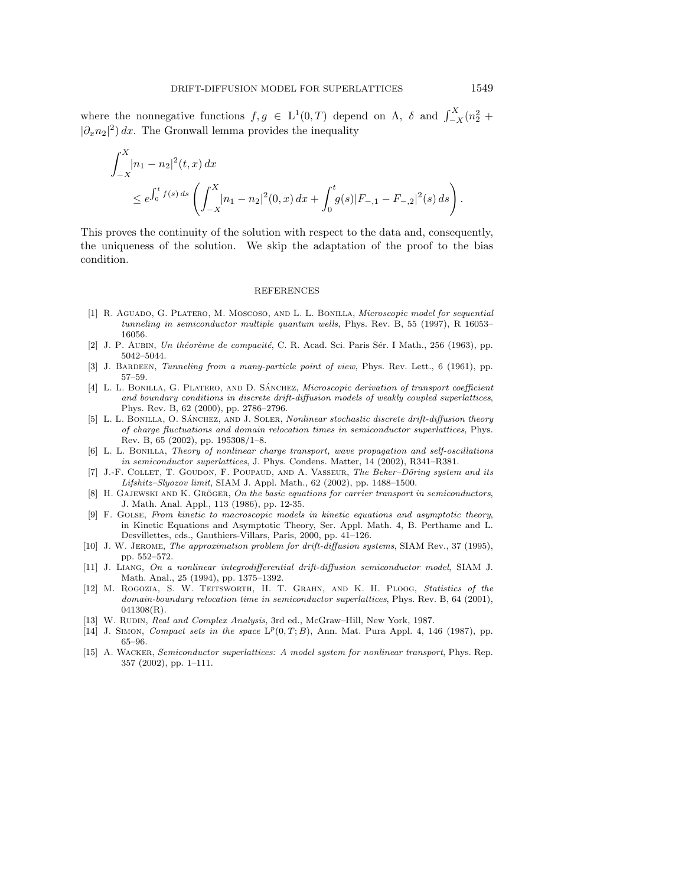where the nonnegative functions $f, g \in \mathrm{L}^1(0,T)$ depend on $\Lambda$, $\delta$ and $\int_{-X}^{X}(n_2^2 + |\partial_x n_2|^2)\,dx$. The Gronwall lemma provides the inequality

$$
\begin{aligned}
&\int_{-X}^{X} |n_1 - n_2|^2(t,x)\,dx \\
&\qquad \leq e^{\int_0^t f(s)\,ds} \left( \int_{-X}^{X} |n_1 - n_2|^2(0,x)\,dx + \int_0^t g(s)|F_{-,1} - F_{-,2}|^2(s)\,ds \right).
\end{aligned}
$$

This proves the continuity of the solution with respect to the data and, consequently, the uniqueness of the solution. We skip the adaptation of the proof to the bias condition.

## REFERENCES

[1] R. Aguado, G. Platero, M. Moscoso, and L. L. Bonilla, *Microscopic model for sequential tunneling in semiconductor multiple quantum wells*, Phys. Rev. B, 55 (1997), R 16053–16056.

[2] J. P. Aubin, *Un théorème de compacité*, C. R. Acad. Sci. Paris Sér. I Math., 256 (1963), pp. 5042–5044.

[3] J. Bardeen, *Tunneling from a many-particle point of view*, Phys. Rev. Lett., 6 (1961), pp. 57–59.

[4] L. L. Bonilla, G. Platero, and D. Sánchez, *Microscopic derivation of transport coefficient and boundary conditions in discrete drift-diffusion models of weakly coupled superlattices*, Phys. Rev. B, 62 (2000), pp. 2786–2796.

[5] L. L. Bonilla, O. Sánchez, and J. Soler, *Nonlinear stochastic discrete drift-diffusion theory of charge fluctuations and domain relocation times in semiconductor superlattices*, Phys. Rev. B, 65 (2002), pp. 195308/1–8.

[6] L. L. Bonilla, *Theory of nonlinear charge transport, wave propagation and self-oscillations in semiconductor superlattices*, J. Phys. Condens. Matter, 14 (2002), R341–R381.

[7] J.-F. Collet, T. Goudon, F. Poupaud, and A. Vasseur, *The Beker–Döring system and its Lifshitz–Slyozov limit*, SIAM J. Appl. Math., 62 (2002), pp. 1488–1500.

[8] H. Gajewski and K. Gröger, *On the basic equations for carrier transport in semiconductors*, J. Math. Anal. Appl., 113 (1986), pp. 12-35.

[9] F. Golse, *From kinetic to macroscopic models in kinetic equations and asymptotic theory*, in Kinetic Equations and Asymptotic Theory, Ser. Appl. Math. 4, B. Perthame and L. Desvillettes, eds., Gauthiers-Villars, Paris, 2000, pp. 41–126.

[10] J. W. Jerome, *The approximation problem for drift-diffusion systems*, SIAM Rev., 37 (1995), pp. 552–572.

[11] J. Liang, *On a nonlinear integrodifferential drift-diffusion semiconductor model*, SIAM J. Math. Anal., 25 (1994), pp. 1375–1392.

[12] M. Rogozia, S. W. Teitsworth, H. T. Grahn, and K. H. Ploog, *Statistics of the domain-boundary relocation time in semiconductor superlattices*, Phys. Rev. B, 64 (2001), 041308(R).

[13] W. Rudin, *Real and Complex Analysis*, 3rd ed., McGraw–Hill, New York, 1987.

[14] J. Simon, *Compact sets in the space* $\mathrm{L}^p(0,T;B)$, Ann. Mat. Pura Appl. 4, 146 (1987), pp. 65–96.

[15] A. Wacker, *Semiconductor superlattices: A model system for nonlinear transport*, Phys. Rep. 357 (2002), pp. 1–111.